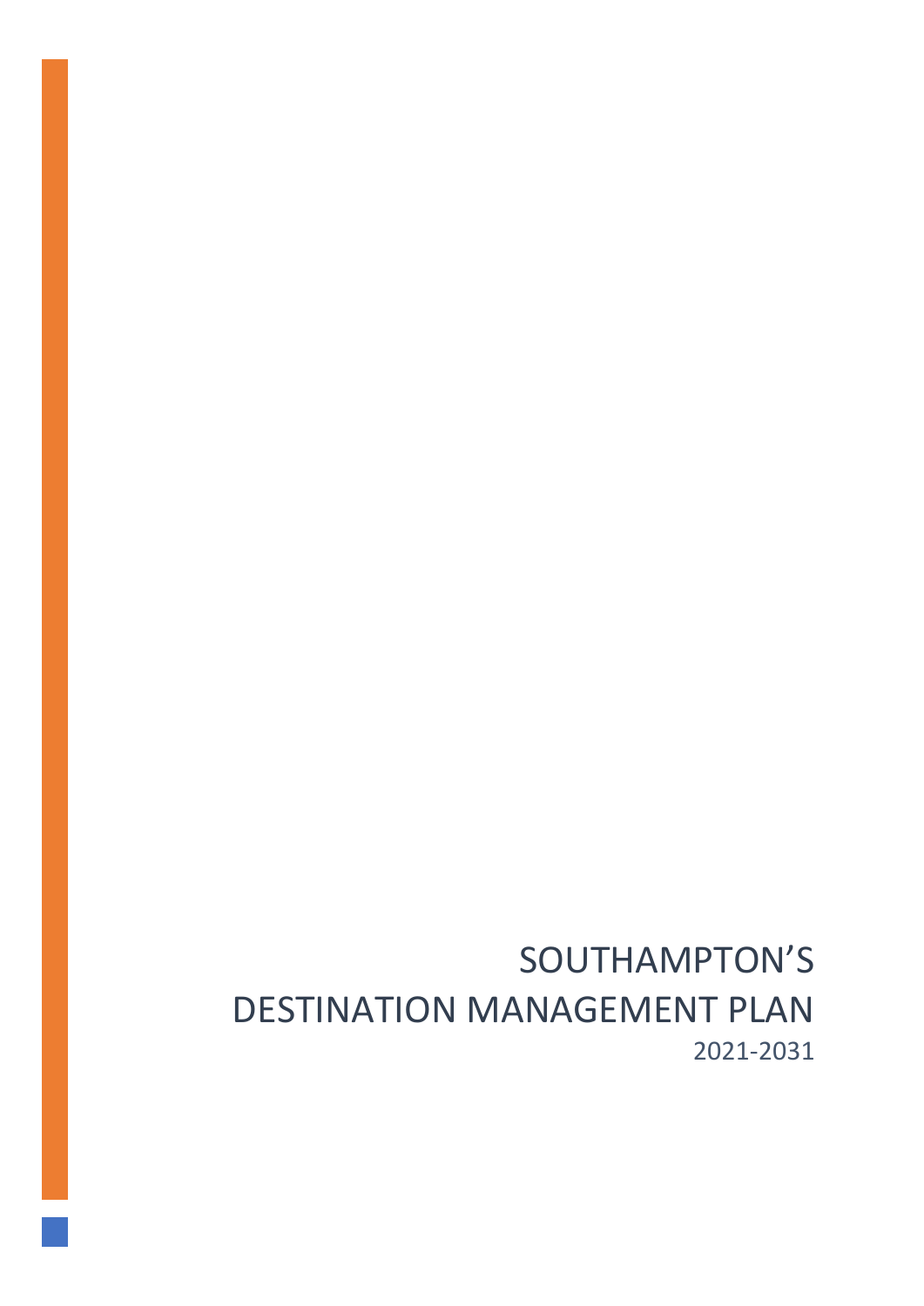# SOUTHAMPTON'S DESTINATION MANAGEMENT PLAN

2021-2031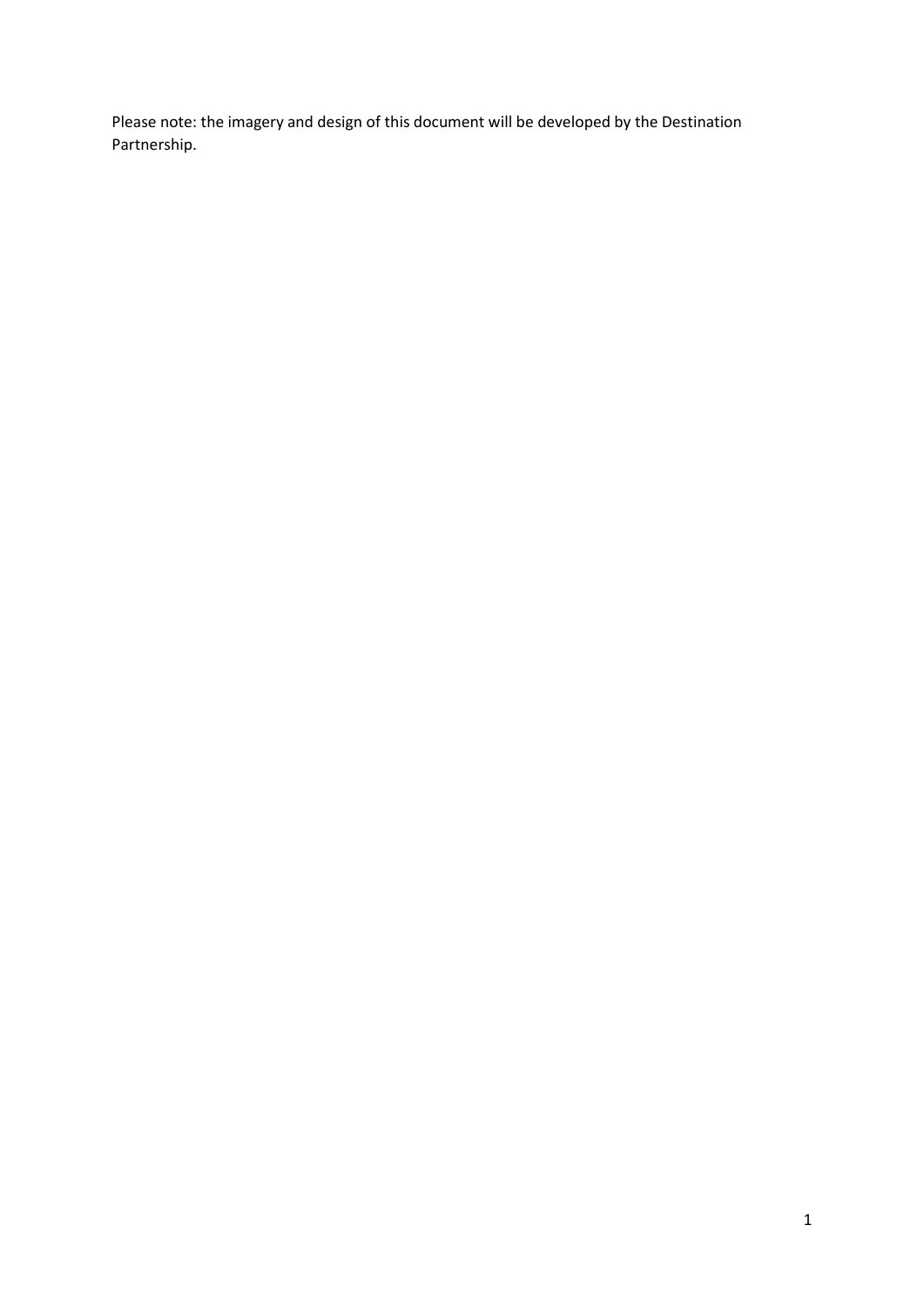Please note: the imagery and design of this document will be developed by the Destination Partnership.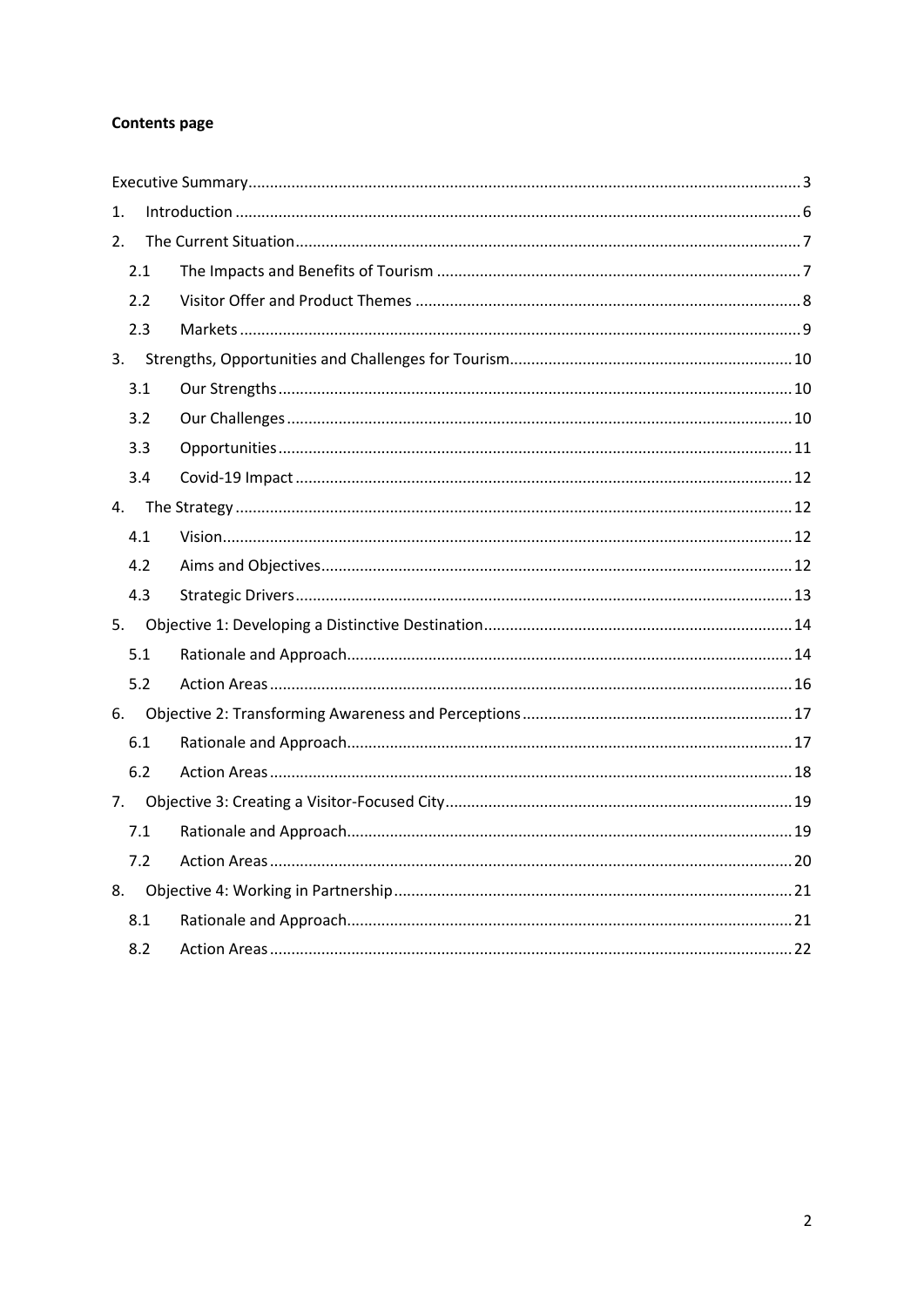**Contents page**

Executive Summary ..... 3

1. Introduction ..... 6
2. The Current Situation ..... 7
   - 2.1 The Impacts and Benefits of Tourism ..... 7
   - 2.2 Visitor Offer and Product Themes ..... 8
   - 2.3 Markets ..... 9
3. Strengths, Opportunities and Challenges for Tourism ..... 10
   - 3.1 Our Strengths ..... 10
   - 3.2 Our Challenges ..... 10
   - 3.3 Opportunities ..... 11
   - 3.4 Covid-19 Impact ..... 12
4. The Strategy ..... 12
   - 4.1 Vision ..... 12
   - 4.2 Aims and Objectives ..... 12
   - 4.3 Strategic Drivers ..... 13
5. Objective 1: Developing a Distinctive Destination ..... 14
   - 5.1 Rationale and Approach ..... 14
   - 5.2 Action Areas ..... 16
6. Objective 2: Transforming Awareness and Perceptions ..... 17
   - 6.1 Rationale and Approach ..... 17
   - 6.2 Action Areas ..... 18
7. Objective 3: Creating a Visitor-Focused City ..... 19
   - 7.1 Rationale and Approach ..... 19
   - 7.2 Action Areas ..... 20
8. Objective 4: Working in Partnership ..... 21
   - 8.1 Rationale and Approach ..... 21
   - 8.2 Action Areas ..... 22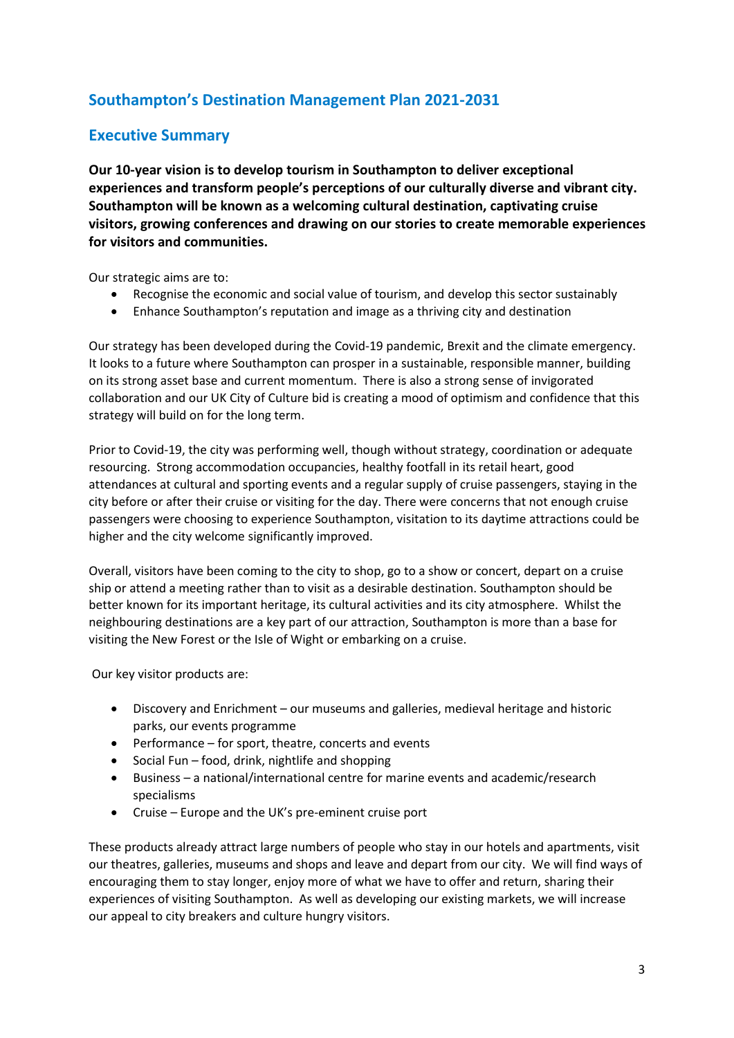## Southampton's Destination Management Plan 2021-2031

## Executive Summary

**Our 10-year vision is to develop tourism in Southampton to deliver exceptional experiences and transform people's perceptions of our culturally diverse and vibrant city. Southampton will be known as a welcoming cultural destination, captivating cruise visitors, growing conferences and drawing on our stories to create memorable experiences for visitors and communities.**

Our strategic aims are to:

- Recognise the economic and social value of tourism, and develop this sector sustainably
- Enhance Southampton's reputation and image as a thriving city and destination

Our strategy has been developed during the Covid-19 pandemic, Brexit and the climate emergency. It looks to a future where Southampton can prosper in a sustainable, responsible manner, building on its strong asset base and current momentum. There is also a strong sense of invigorated collaboration and our UK City of Culture bid is creating a mood of optimism and confidence that this strategy will build on for the long term.

Prior to Covid-19, the city was performing well, though without strategy, coordination or adequate resourcing. Strong accommodation occupancies, healthy footfall in its retail heart, good attendances at cultural and sporting events and a regular supply of cruise passengers, staying in the city before or after their cruise or visiting for the day. There were concerns that not enough cruise passengers were choosing to experience Southampton, visitation to its daytime attractions could be higher and the city welcome significantly improved.

Overall, visitors have been coming to the city to shop, go to a show or concert, depart on a cruise ship or attend a meeting rather than to visit as a desirable destination. Southampton should be better known for its important heritage, its cultural activities and its city atmosphere. Whilst the neighbouring destinations are a key part of our attraction, Southampton is more than a base for visiting the New Forest or the Isle of Wight or embarking on a cruise.

Our key visitor products are:

- Discovery and Enrichment – our museums and galleries, medieval heritage and historic parks, our events programme
- Performance – for sport, theatre, concerts and events
- Social Fun – food, drink, nightlife and shopping
- Business – a national/international centre for marine events and academic/research specialisms
- Cruise – Europe and the UK's pre-eminent cruise port

These products already attract large numbers of people who stay in our hotels and apartments, visit our theatres, galleries, museums and shops and leave and depart from our city. We will find ways of encouraging them to stay longer, enjoy more of what we have to offer and return, sharing their experiences of visiting Southampton. As well as developing our existing markets, we will increase our appeal to city breakers and culture hungry visitors.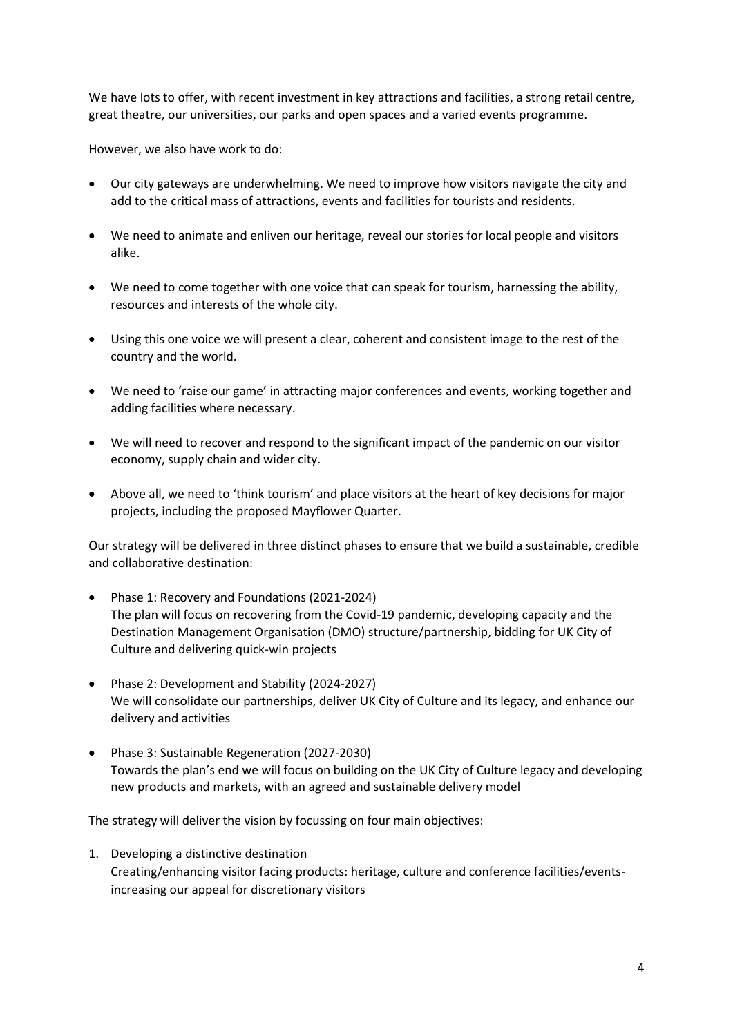We have lots to offer, with recent investment in key attractions and facilities, a strong retail centre, great theatre, our universities, our parks and open spaces and a varied events programme.

However, we also have work to do:

- Our city gateways are underwhelming. We need to improve how visitors navigate the city and add to the critical mass of attractions, events and facilities for tourists and residents.
- We need to animate and enliven our heritage, reveal our stories for local people and visitors alike.
- We need to come together with one voice that can speak for tourism, harnessing the ability, resources and interests of the whole city.
- Using this one voice we will present a clear, coherent and consistent image to the rest of the country and the world.
- We need to 'raise our game' in attracting major conferences and events, working together and adding facilities where necessary.
- We will need to recover and respond to the significant impact of the pandemic on our visitor economy, supply chain and wider city.
- Above all, we need to 'think tourism' and place visitors at the heart of key decisions for major projects, including the proposed Mayflower Quarter.

Our strategy will be delivered in three distinct phases to ensure that we build a sustainable, credible and collaborative destination:

- Phase 1: Recovery and Foundations (2021-2024)
  The plan will focus on recovering from the Covid-19 pandemic, developing capacity and the Destination Management Organisation (DMO) structure/partnership, bidding for UK City of Culture and delivering quick-win projects
- Phase 2: Development and Stability (2024-2027)
  We will consolidate our partnerships, deliver UK City of Culture and its legacy, and enhance our delivery and activities
- Phase 3: Sustainable Regeneration (2027-2030)
  Towards the plan's end we will focus on building on the UK City of Culture legacy and developing new products and markets, with an agreed and sustainable delivery model

The strategy will deliver the vision by focussing on four main objectives:

1. Developing a distinctive destination
   Creating/enhancing visitor facing products: heritage, culture and conference facilities/events- increasing our appeal for discretionary visitors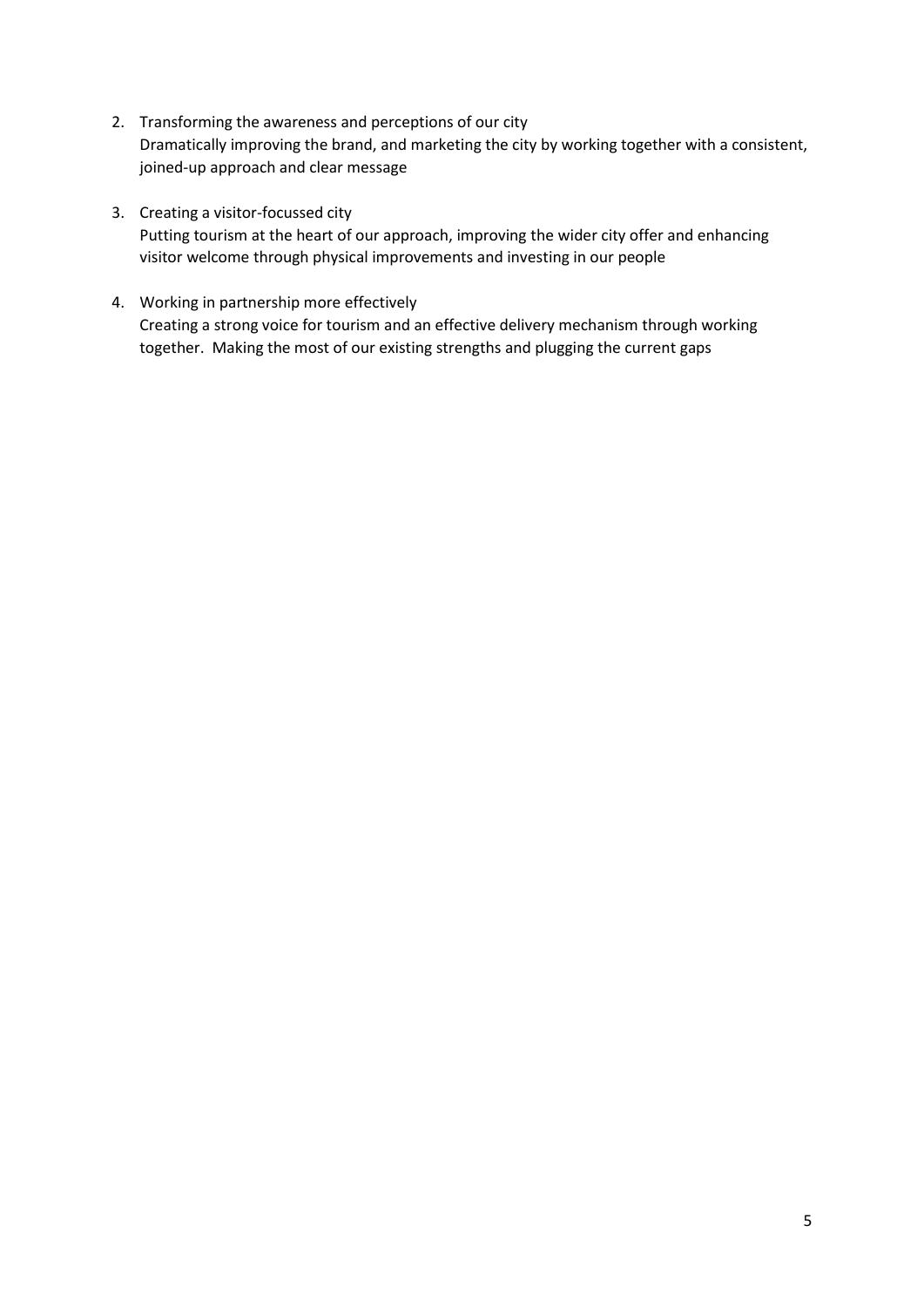2. Transforming the awareness and perceptions of our city
   Dramatically improving the brand, and marketing the city by working together with a consistent, joined-up approach and clear message

3. Creating a visitor-focussed city
   Putting tourism at the heart of our approach, improving the wider city offer and enhancing visitor welcome through physical improvements and investing in our people

4. Working in partnership more effectively
   Creating a strong voice for tourism and an effective delivery mechanism through working together. Making the most of our existing strengths and plugging the current gaps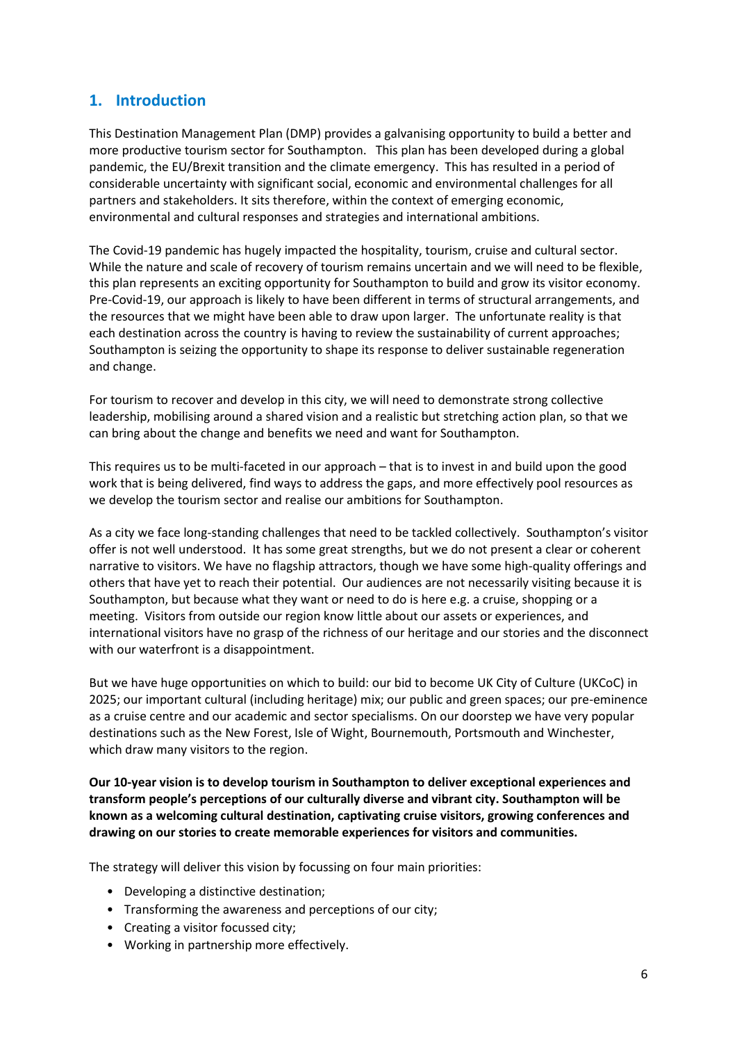## 1. Introduction

This Destination Management Plan (DMP) provides a galvanising opportunity to build a better and more productive tourism sector for Southampton. This plan has been developed during a global pandemic, the EU/Brexit transition and the climate emergency. This has resulted in a period of considerable uncertainty with significant social, economic and environmental challenges for all partners and stakeholders. It sits therefore, within the context of emerging economic, environmental and cultural responses and strategies and international ambitions.

The Covid-19 pandemic has hugely impacted the hospitality, tourism, cruise and cultural sector. While the nature and scale of recovery of tourism remains uncertain and we will need to be flexible, this plan represents an exciting opportunity for Southampton to build and grow its visitor economy. Pre-Covid-19, our approach is likely to have been different in terms of structural arrangements, and the resources that we might have been able to draw upon larger. The unfortunate reality is that each destination across the country is having to review the sustainability of current approaches; Southampton is seizing the opportunity to shape its response to deliver sustainable regeneration and change.

For tourism to recover and develop in this city, we will need to demonstrate strong collective leadership, mobilising around a shared vision and a realistic but stretching action plan, so that we can bring about the change and benefits we need and want for Southampton.

This requires us to be multi-faceted in our approach – that is to invest in and build upon the good work that is being delivered, find ways to address the gaps, and more effectively pool resources as we develop the tourism sector and realise our ambitions for Southampton.

As a city we face long-standing challenges that need to be tackled collectively. Southampton's visitor offer is not well understood. It has some great strengths, but we do not present a clear or coherent narrative to visitors. We have no flagship attractors, though we have some high-quality offerings and others that have yet to reach their potential. Our audiences are not necessarily visiting because it is Southampton, but because what they want or need to do is here e.g. a cruise, shopping or a meeting. Visitors from outside our region know little about our assets or experiences, and international visitors have no grasp of the richness of our heritage and our stories and the disconnect with our waterfront is a disappointment.

But we have huge opportunities on which to build: our bid to become UK City of Culture (UKCoC) in 2025; our important cultural (including heritage) mix; our public and green spaces; our pre-eminence as a cruise centre and our academic and sector specialisms. On our doorstep we have very popular destinations such as the New Forest, Isle of Wight, Bournemouth, Portsmouth and Winchester, which draw many visitors to the region.

**Our 10-year vision is to develop tourism in Southampton to deliver exceptional experiences and transform people's perceptions of our culturally diverse and vibrant city. Southampton will be known as a welcoming cultural destination, captivating cruise visitors, growing conferences and drawing on our stories to create memorable experiences for visitors and communities.**

The strategy will deliver this vision by focussing on four main priorities:

- Developing a distinctive destination;
- Transforming the awareness and perceptions of our city;
- Creating a visitor focussed city;
- Working in partnership more effectively.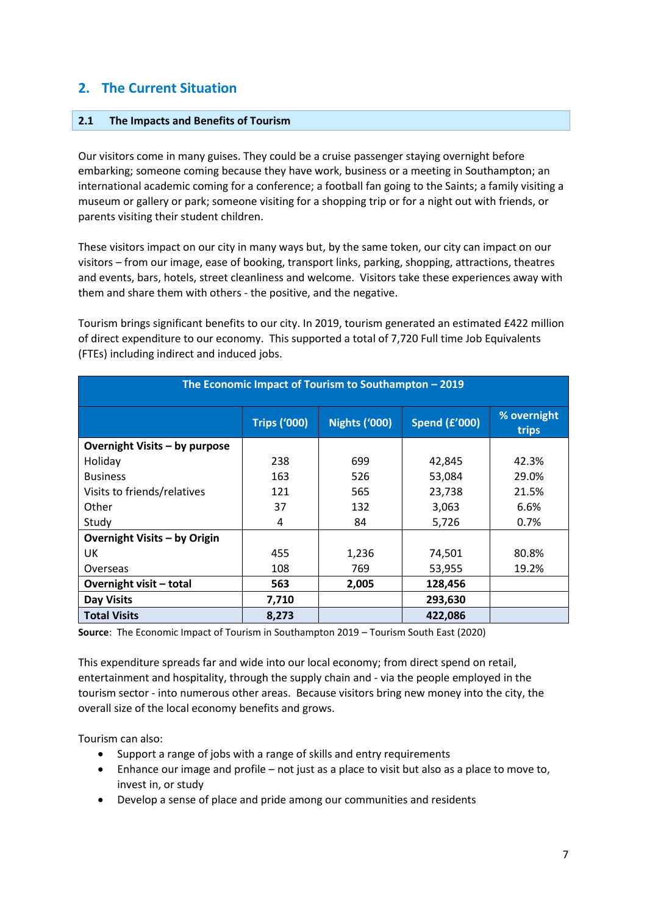## 2. The Current Situation

### 2.1 The Impacts and Benefits of Tourism

Our visitors come in many guises. They could be a cruise passenger staying overnight before embarking; someone coming because they have work, business or a meeting in Southampton; an international academic coming for a conference; a football fan going to the Saints; a family visiting a museum or gallery or park; someone visiting for a shopping trip or for a night out with friends, or parents visiting their student children.

These visitors impact on our city in many ways but, by the same token, our city can impact on our visitors – from our image, ease of booking, transport links, parking, shopping, attractions, theatres and events, bars, hotels, street cleanliness and welcome. Visitors take these experiences away with them and share them with others - the positive, and the negative.

Tourism brings significant benefits to our city. In 2019, tourism generated an estimated £422 million of direct expenditure to our economy. This supported a total of 7,720 Full time Job Equivalents (FTEs) including indirect and induced jobs.

| The Economic Impact of Tourism to Southampton – 2019 | | | | |
|---|---|---|---|---|
| | **Trips ('000)** | **Nights ('000)** | **Spend (£'000)** | **% overnight trips** |
| **Overnight Visits – by purpose** | | | | |
| Holiday | 238 | 699 | 42,845 | 42.3% |
| Business | 163 | 526 | 53,084 | 29.0% |
| Visits to friends/relatives | 121 | 565 | 23,738 | 21.5% |
| Other | 37 | 132 | 3,063 | 6.6% |
| Study | 4 | 84 | 5,726 | 0.7% |
| **Overnight Visits – by Origin** | | | | |
| UK | 455 | 1,236 | 74,501 | 80.8% |
| Overseas | 108 | 769 | 53,955 | 19.2% |
| **Overnight visit – total** | **563** | **2,005** | **128,456** | |
| **Day Visits** | **7,710** | | **293,630** | |
| **Total Visits** | **8,273** | | **422,086** | |

**Source**: The Economic Impact of Tourism in Southampton 2019 – Tourism South East (2020)

This expenditure spreads far and wide into our local economy; from direct spend on retail, entertainment and hospitality, through the supply chain and - via the people employed in the tourism sector - into numerous other areas. Because visitors bring new money into the city, the overall size of the local economy benefits and grows.

Tourism can also:

- Support a range of jobs with a range of skills and entry requirements
- Enhance our image and profile – not just as a place to visit but also as a place to move to, invest in, or study
- Develop a sense of place and pride among our communities and residents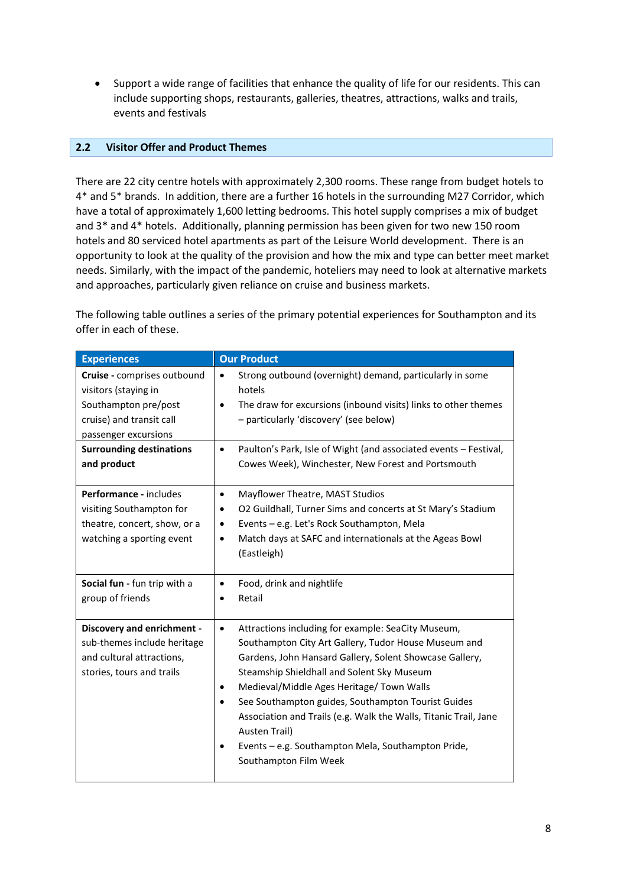- Support a wide range of facilities that enhance the quality of life for our residents. This can include supporting shops, restaurants, galleries, theatres, attractions, walks and trails, events and festivals

## 2.2 Visitor Offer and Product Themes

There are 22 city centre hotels with approximately 2,300 rooms. These range from budget hotels to 4* and 5* brands. In addition, there are a further 16 hotels in the surrounding M27 Corridor, which have a total of approximately 1,600 letting bedrooms. This hotel supply comprises a mix of budget and 3* and 4* hotels. Additionally, planning permission has been given for two new 150 room hotels and 80 serviced hotel apartments as part of the Leisure World development. There is an opportunity to look at the quality of the provision and how the mix and type can better meet market needs. Similarly, with the impact of the pandemic, hoteliers may need to look at alternative markets and approaches, particularly given reliance on cruise and business markets.

The following table outlines a series of the primary potential experiences for Southampton and its offer in each of these.

| Experiences | Our Product |
|---|---|
| **Cruise -** comprises outbound visitors (staying in Southampton pre/post cruise) and transit call passenger excursions | • Strong outbound (overnight) demand, particularly in some hotels<br>• The draw for excursions (inbound visits) links to other themes – particularly 'discovery' (see below) |
| **Surrounding destinations and product** | • Paulton's Park, Isle of Wight (and associated events – Festival, Cowes Week), Winchester, New Forest and Portsmouth |
| **Performance -** includes visiting Southampton for theatre, concert, show, or a watching a sporting event | • Mayflower Theatre, MAST Studios<br>• O2 Guildhall, Turner Sims and concerts at St Mary's Stadium<br>• Events – e.g. Let's Rock Southampton, Mela<br>• Match days at SAFC and internationals at the Ageas Bowl (Eastleigh) |
| **Social fun -** fun trip with a group of friends | • Food, drink and nightlife<br>• Retail |
| **Discovery and enrichment -** sub-themes include heritage and cultural attractions, stories, tours and trails | • Attractions including for example: SeaCity Museum, Southampton City Art Gallery, Tudor House Museum and Gardens, John Hansard Gallery, Solent Showcase Gallery, Steamship Shieldhall and Solent Sky Museum<br>• Medieval/Middle Ages Heritage/ Town Walls<br>• See Southampton guides, Southampton Tourist Guides Association and Trails (e.g. Walk the Walls, Titanic Trail, Jane Austen Trail)<br>• Events – e.g. Southampton Mela, Southampton Pride, Southampton Film Week |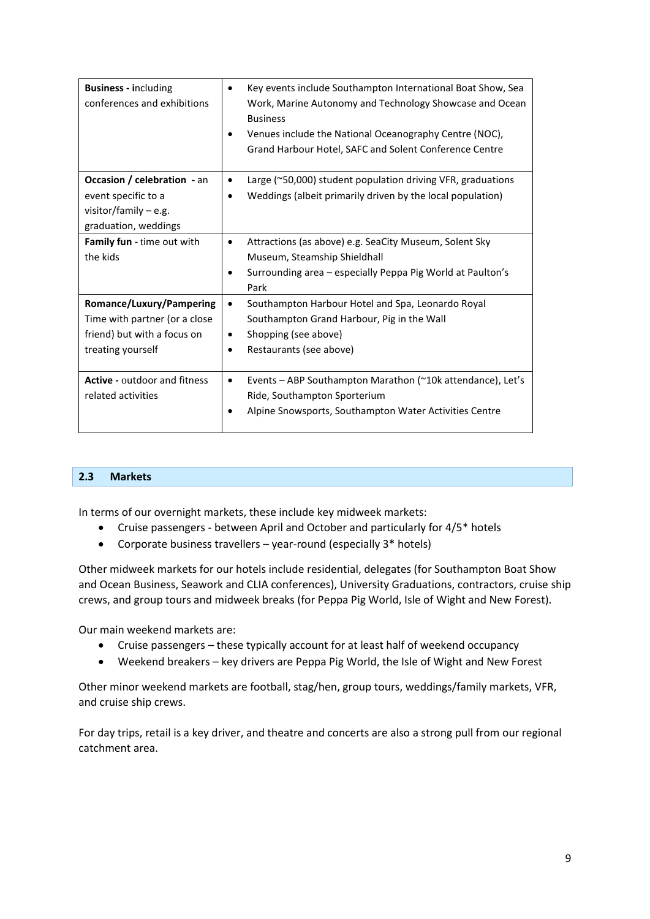| | |
|---|---|
| **Business - including** conferences and exhibitions | • Key events include Southampton International Boat Show, Sea Work, Marine Autonomy and Technology Showcase and Ocean Business<br>• Venues include the National Oceanography Centre (NOC), Grand Harbour Hotel, SAFC and Solent Conference Centre |
| **Occasion / celebration** - an event specific to a visitor/family – e.g. graduation, weddings | • Large (~50,000) student population driving VFR, graduations<br>• Weddings (albeit primarily driven by the local population) |
| **Family fun -** time out with the kids | • Attractions (as above) e.g. SeaCity Museum, Solent Sky Museum, Steamship Shieldhall<br>• Surrounding area – especially Peppa Pig World at Paulton's Park |
| **Romance/Luxury/Pampering** Time with partner (or a close friend) but with a focus on treating yourself | • Southampton Harbour Hotel and Spa, Leonardo Royal Southampton Grand Harbour, Pig in the Wall<br>• Shopping (see above)<br>• Restaurants (see above) |
| **Active -** outdoor and fitness related activities | • Events – ABP Southampton Marathon (~10k attendance), Let's Ride, Southampton Sporterium<br>• Alpine Snowsports, Southampton Water Activities Centre |

## 2.3 Markets

In terms of our overnight markets, these include key midweek markets:

- Cruise passengers - between April and October and particularly for 4/5* hotels
- Corporate business travellers – year-round (especially 3* hotels)

Other midweek markets for our hotels include residential, delegates (for Southampton Boat Show and Ocean Business, Seawork and CLIA conferences), University Graduations, contractors, cruise ship crews, and group tours and midweek breaks (for Peppa Pig World, Isle of Wight and New Forest).

Our main weekend markets are:

- Cruise passengers – these typically account for at least half of weekend occupancy
- Weekend breakers – key drivers are Peppa Pig World, the Isle of Wight and New Forest

Other minor weekend markets are football, stag/hen, group tours, weddings/family markets, VFR, and cruise ship crews.

For day trips, retail is a key driver, and theatre and concerts are also a strong pull from our regional catchment area.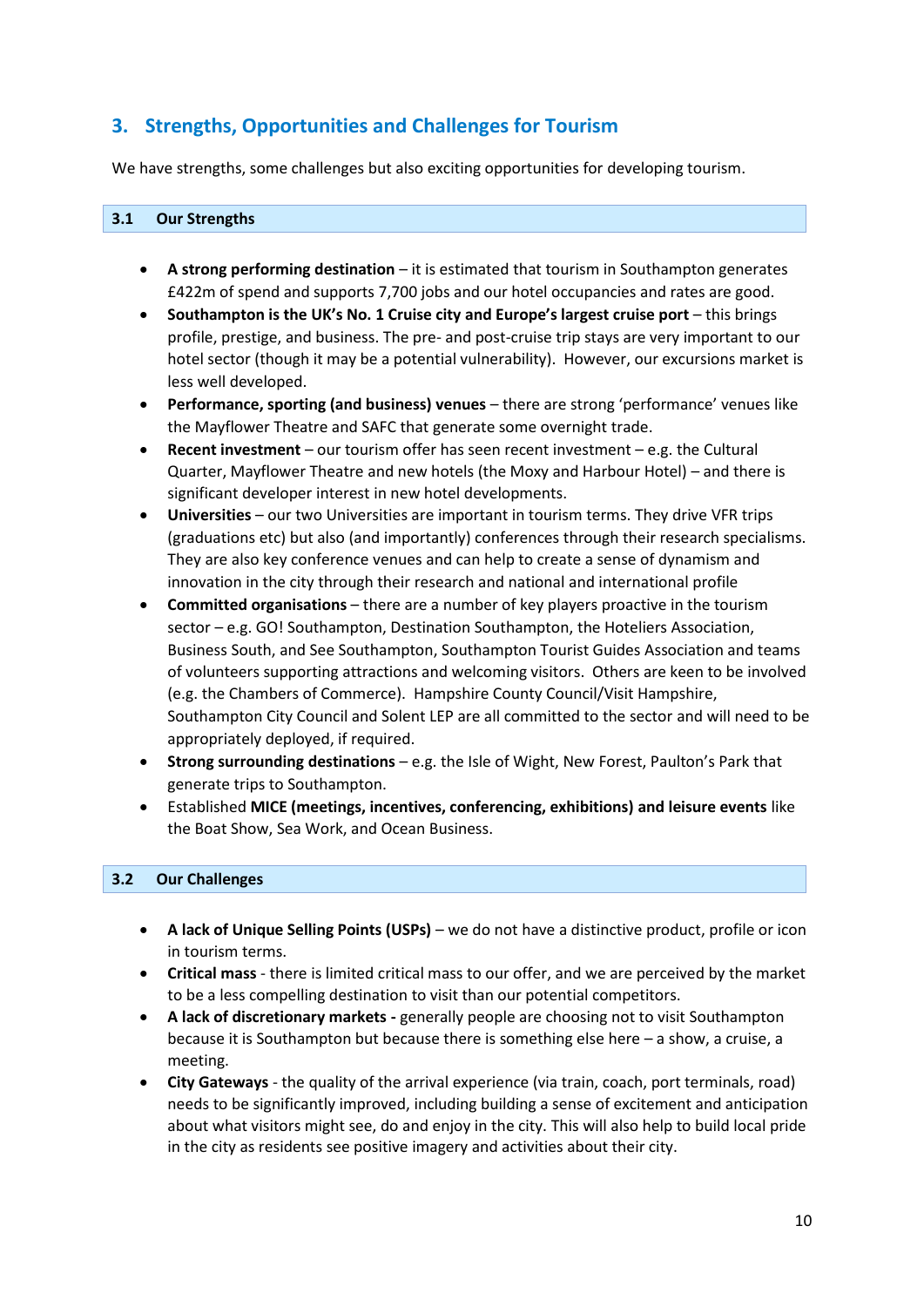## 3. Strengths, Opportunities and Challenges for Tourism

We have strengths, some challenges but also exciting opportunities for developing tourism.

### 3.1 Our Strengths

- **A strong performing destination** – it is estimated that tourism in Southampton generates £422m of spend and supports 7,700 jobs and our hotel occupancies and rates are good.
- **Southampton is the UK's No. 1 Cruise city and Europe's largest cruise port** – this brings profile, prestige, and business. The pre- and post-cruise trip stays are very important to our hotel sector (though it may be a potential vulnerability). However, our excursions market is less well developed.
- **Performance, sporting (and business) venues** – there are strong 'performance' venues like the Mayflower Theatre and SAFC that generate some overnight trade.
- **Recent investment** – our tourism offer has seen recent investment – e.g. the Cultural Quarter, Mayflower Theatre and new hotels (the Moxy and Harbour Hotel) – and there is significant developer interest in new hotel developments.
- **Universities** – our two Universities are important in tourism terms. They drive VFR trips (graduations etc) but also (and importantly) conferences through their research specialisms. They are also key conference venues and can help to create a sense of dynamism and innovation in the city through their research and national and international profile
- **Committed organisations** – there are a number of key players proactive in the tourism sector – e.g. GO! Southampton, Destination Southampton, the Hoteliers Association, Business South, and See Southampton, Southampton Tourist Guides Association and teams of volunteers supporting attractions and welcoming visitors. Others are keen to be involved (e.g. the Chambers of Commerce). Hampshire County Council/Visit Hampshire, Southampton City Council and Solent LEP are all committed to the sector and will need to be appropriately deployed, if required.
- **Strong surrounding destinations** – e.g. the Isle of Wight, New Forest, Paulton's Park that generate trips to Southampton.
- Established **MICE (meetings, incentives, conferencing, exhibitions) and leisure events** like the Boat Show, Sea Work, and Ocean Business.

### 3.2 Our Challenges

- **A lack of Unique Selling Points (USPs)** – we do not have a distinctive product, profile or icon in tourism terms.
- **Critical mass** - there is limited critical mass to our offer, and we are perceived by the market to be a less compelling destination to visit than our potential competitors.
- **A lack of discretionary markets -** generally people are choosing not to visit Southampton because it is Southampton but because there is something else here – a show, a cruise, a meeting.
- **City Gateways** - the quality of the arrival experience (via train, coach, port terminals, road) needs to be significantly improved, including building a sense of excitement and anticipation about what visitors might see, do and enjoy in the city. This will also help to build local pride in the city as residents see positive imagery and activities about their city.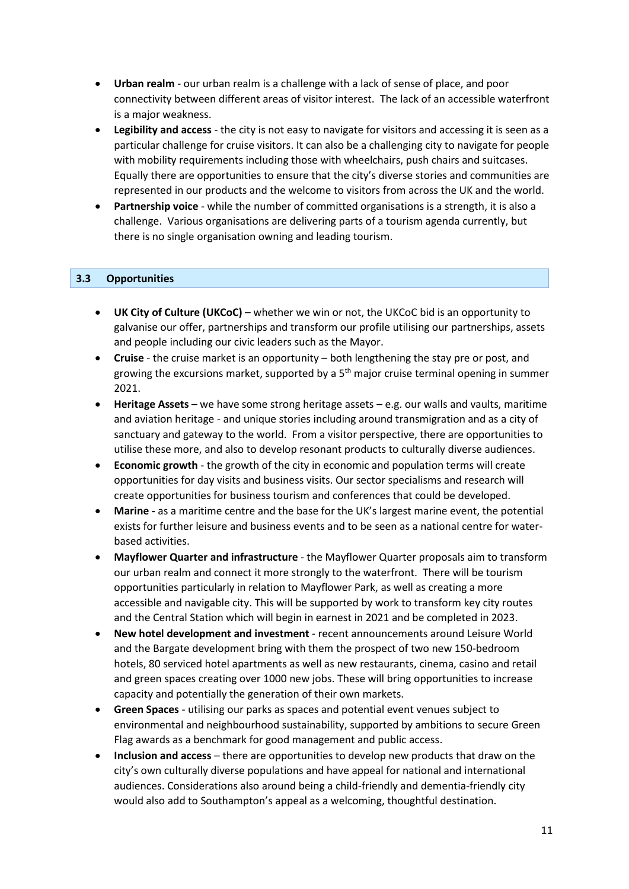- **Urban realm** - our urban realm is a challenge with a lack of sense of place, and poor connectivity between different areas of visitor interest. The lack of an accessible waterfront is a major weakness.
- **Legibility and access** - the city is not easy to navigate for visitors and accessing it is seen as a particular challenge for cruise visitors. It can also be a challenging city to navigate for people with mobility requirements including those with wheelchairs, push chairs and suitcases. Equally there are opportunities to ensure that the city's diverse stories and communities are represented in our products and the welcome to visitors from across the UK and the world.
- **Partnership voice** - while the number of committed organisations is a strength, it is also a challenge. Various organisations are delivering parts of a tourism agenda currently, but there is no single organisation owning and leading tourism.

### 3.3 Opportunities

- **UK City of Culture (UKCoC)** – whether we win or not, the UKCoC bid is an opportunity to galvanise our offer, partnerships and transform our profile utilising our partnerships, assets and people including our civic leaders such as the Mayor.
- **Cruise** - the cruise market is an opportunity – both lengthening the stay pre or post, and growing the excursions market, supported by a 5th major cruise terminal opening in summer 2021.
- **Heritage Assets** – we have some strong heritage assets – e.g. our walls and vaults, maritime and aviation heritage - and unique stories including around transmigration and as a city of sanctuary and gateway to the world. From a visitor perspective, there are opportunities to utilise these more, and also to develop resonant products to culturally diverse audiences.
- **Economic growth** - the growth of the city in economic and population terms will create opportunities for day visits and business visits. Our sector specialisms and research will create opportunities for business tourism and conferences that could be developed.
- **Marine -** as a maritime centre and the base for the UK's largest marine event, the potential exists for further leisure and business events and to be seen as a national centre for water-based activities.
- **Mayflower Quarter and infrastructure** - the Mayflower Quarter proposals aim to transform our urban realm and connect it more strongly to the waterfront. There will be tourism opportunities particularly in relation to Mayflower Park, as well as creating a more accessible and navigable city. This will be supported by work to transform key city routes and the Central Station which will begin in earnest in 2021 and be completed in 2023.
- **New hotel development and investment** - recent announcements around Leisure World and the Bargate development bring with them the prospect of two new 150-bedroom hotels, 80 serviced hotel apartments as well as new restaurants, cinema, casino and retail and green spaces creating over 1000 new jobs. These will bring opportunities to increase capacity and potentially the generation of their own markets.
- **Green Spaces** - utilising our parks as spaces and potential event venues subject to environmental and neighbourhood sustainability, supported by ambitions to secure Green Flag awards as a benchmark for good management and public access.
- **Inclusion and access** – there are opportunities to develop new products that draw on the city's own culturally diverse populations and have appeal for national and international audiences. Considerations also around being a child-friendly and dementia-friendly city would also add to Southampton's appeal as a welcoming, thoughtful destination.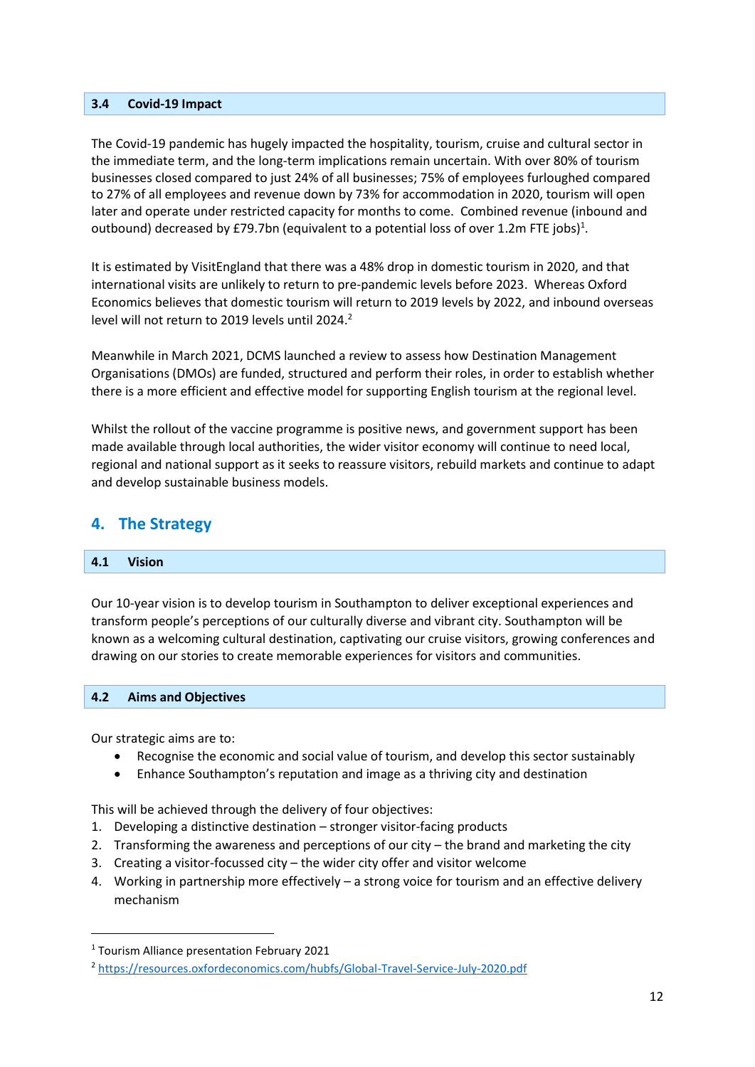### 3.4 Covid-19 Impact

The Covid-19 pandemic has hugely impacted the hospitality, tourism, cruise and cultural sector in the immediate term, and the long-term implications remain uncertain. With over 80% of tourism businesses closed compared to just 24% of all businesses; 75% of employees furloughed compared to 27% of all employees and revenue down by 73% for accommodation in 2020, tourism will open later and operate under restricted capacity for months to come. Combined revenue (inbound and outbound) decreased by £79.7bn (equivalent to a potential loss of over 1.2m FTE jobs)[1].

It is estimated by VisitEngland that there was a 48% drop in domestic tourism in 2020, and that international visits are unlikely to return to pre-pandemic levels before 2023. Whereas Oxford Economics believes that domestic tourism will return to 2019 levels by 2022, and inbound overseas level will not return to 2019 levels until 2024.[2]

Meanwhile in March 2021, DCMS launched a review to assess how Destination Management Organisations (DMOs) are funded, structured and perform their roles, in order to establish whether there is a more efficient and effective model for supporting English tourism at the regional level.

Whilst the rollout of the vaccine programme is positive news, and government support has been made available through local authorities, the wider visitor economy will continue to need local, regional and national support as it seeks to reassure visitors, rebuild markets and continue to adapt and develop sustainable business models.

## 4. The Strategy

### 4.1 Vision

Our 10-year vision is to develop tourism in Southampton to deliver exceptional experiences and transform people's perceptions of our culturally diverse and vibrant city. Southampton will be known as a welcoming cultural destination, captivating our cruise visitors, growing conferences and drawing on our stories to create memorable experiences for visitors and communities.

### 4.2 Aims and Objectives

Our strategic aims are to:

- Recognise the economic and social value of tourism, and develop this sector sustainably
- Enhance Southampton's reputation and image as a thriving city and destination

This will be achieved through the delivery of four objectives:

1. Developing a distinctive destination – stronger visitor-facing products
2. Transforming the awareness and perceptions of our city – the brand and marketing the city
3. Creating a visitor-focussed city – the wider city offer and visitor welcome
4. Working in partnership more effectively – a strong voice for tourism and an effective delivery mechanism

---

[1] Tourism Alliance presentation February 2021

[2] https://resources.oxfordeconomics.com/hubfs/Global-Travel-Service-July-2020.pdf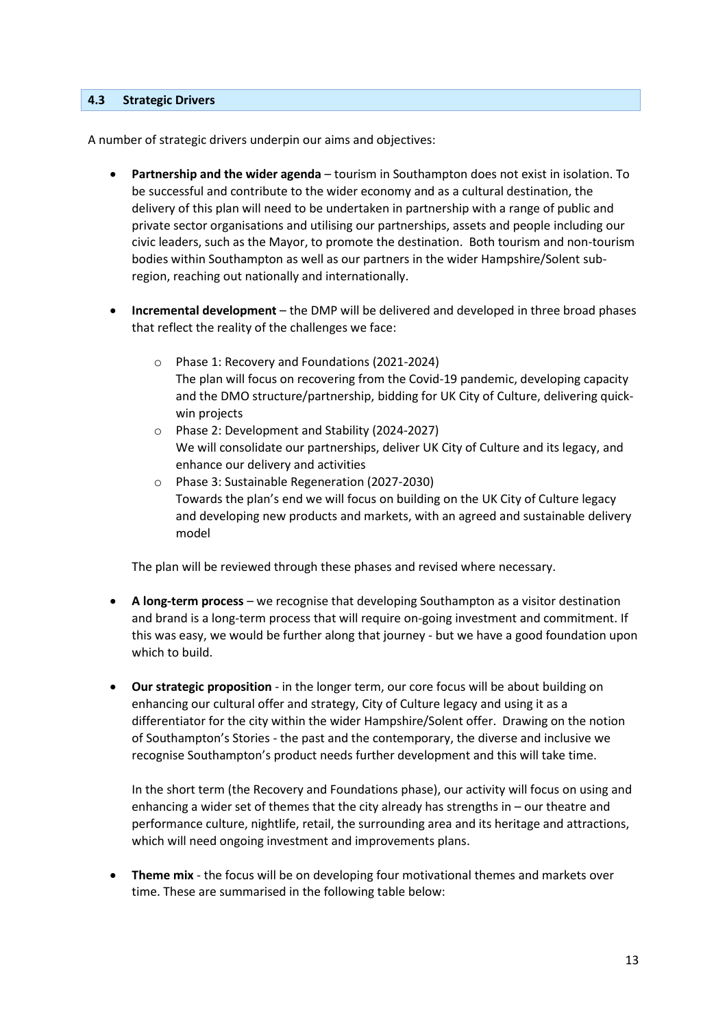## 4.3 Strategic Drivers

A number of strategic drivers underpin our aims and objectives:

- **Partnership and the wider agenda** – tourism in Southampton does not exist in isolation. To be successful and contribute to the wider economy and as a cultural destination, the delivery of this plan will need to be undertaken in partnership with a range of public and private sector organisations and utilising our partnerships, assets and people including our civic leaders, such as the Mayor, to promote the destination. Both tourism and non-tourism bodies within Southampton as well as our partners in the wider Hampshire/Solent sub-region, reaching out nationally and internationally.

- **Incremental development** – the DMP will be delivered and developed in three broad phases that reflect the reality of the challenges we face:

  - Phase 1: Recovery and Foundations (2021-2024)
    The plan will focus on recovering from the Covid-19 pandemic, developing capacity and the DMO structure/partnership, bidding for UK City of Culture, delivering quick-win projects
  - Phase 2: Development and Stability (2024-2027)
    We will consolidate our partnerships, deliver UK City of Culture and its legacy, and enhance our delivery and activities
  - Phase 3: Sustainable Regeneration (2027-2030)
    Towards the plan's end we will focus on building on the UK City of Culture legacy and developing new products and markets, with an agreed and sustainable delivery model

  The plan will be reviewed through these phases and revised where necessary.

- **A long-term process** – we recognise that developing Southampton as a visitor destination and brand is a long-term process that will require on-going investment and commitment. If this was easy, we would be further along that journey - but we have a good foundation upon which to build.

- **Our strategic proposition** - in the longer term, our core focus will be about building on enhancing our cultural offer and strategy, City of Culture legacy and using it as a differentiator for the city within the wider Hampshire/Solent offer. Drawing on the notion of Southampton's Stories - the past and the contemporary, the diverse and inclusive we recognise Southampton's product needs further development and this will take time.

  In the short term (the Recovery and Foundations phase), our activity will focus on using and enhancing a wider set of themes that the city already has strengths in – our theatre and performance culture, nightlife, retail, the surrounding area and its heritage and attractions, which will need ongoing investment and improvements plans.

- **Theme mix** - the focus will be on developing four motivational themes and markets over time. These are summarised in the following table below: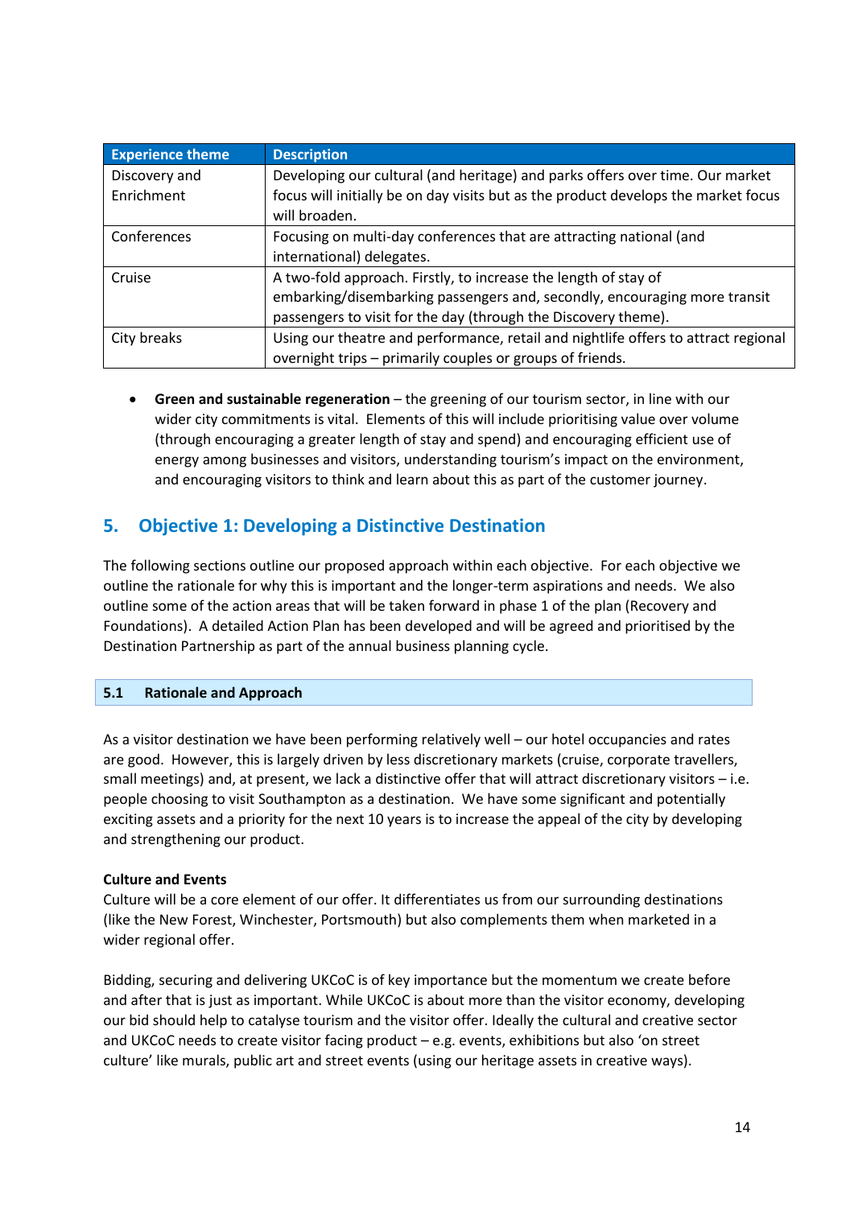| Experience theme | Description |
|---|---|
| Discovery and Enrichment | Developing our cultural (and heritage) and parks offers over time. Our market focus will initially be on day visits but as the product develops the market focus will broaden. |
| Conferences | Focusing on multi-day conferences that are attracting national (and international) delegates. |
| Cruise | A two-fold approach. Firstly, to increase the length of stay of embarking/disembarking passengers and, secondly, encouraging more transit passengers to visit for the day (through the Discovery theme). |
| City breaks | Using our theatre and performance, retail and nightlife offers to attract regional overnight trips – primarily couples or groups of friends. |

- **Green and sustainable regeneration** – the greening of our tourism sector, in line with our wider city commitments is vital. Elements of this will include prioritising value over volume (through encouraging a greater length of stay and spend) and encouraging efficient use of energy among businesses and visitors, understanding tourism's impact on the environment, and encouraging visitors to think and learn about this as part of the customer journey.

## 5. Objective 1: Developing a Distinctive Destination

The following sections outline our proposed approach within each objective. For each objective we outline the rationale for why this is important and the longer-term aspirations and needs. We also outline some of the action areas that will be taken forward in phase 1 of the plan (Recovery and Foundations). A detailed Action Plan has been developed and will be agreed and prioritised by the Destination Partnership as part of the annual business planning cycle.

### 5.1 Rationale and Approach

As a visitor destination we have been performing relatively well – our hotel occupancies and rates are good. However, this is largely driven by less discretionary markets (cruise, corporate travellers, small meetings) and, at present, we lack a distinctive offer that will attract discretionary visitors – i.e. people choosing to visit Southampton as a destination. We have some significant and potentially exciting assets and a priority for the next 10 years is to increase the appeal of the city by developing and strengthening our product.

**Culture and Events**

Culture will be a core element of our offer. It differentiates us from our surrounding destinations (like the New Forest, Winchester, Portsmouth) but also complements them when marketed in a wider regional offer.

Bidding, securing and delivering UKCoC is of key importance but the momentum we create before and after that is just as important. While UKCoC is about more than the visitor economy, developing our bid should help to catalyse tourism and the visitor offer. Ideally the cultural and creative sector and UKCoC needs to create visitor facing product – e.g. events, exhibitions but also 'on street culture' like murals, public art and street events (using our heritage assets in creative ways).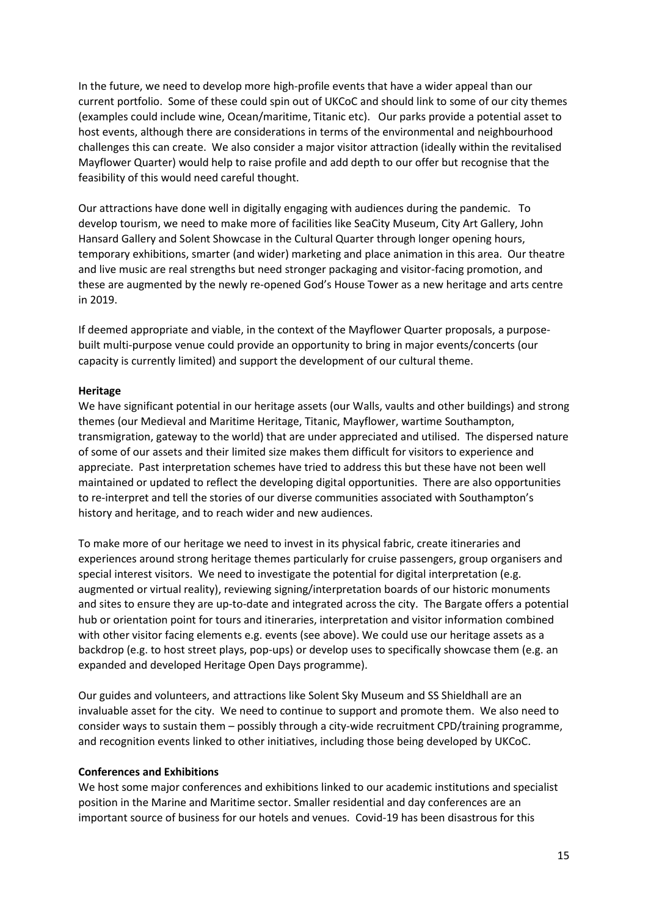In the future, we need to develop more high-profile events that have a wider appeal than our current portfolio. Some of these could spin out of UKCoC and should link to some of our city themes (examples could include wine, Ocean/maritime, Titanic etc). Our parks provide a potential asset to host events, although there are considerations in terms of the environmental and neighbourhood challenges this can create. We also consider a major visitor attraction (ideally within the revitalised Mayflower Quarter) would help to raise profile and add depth to our offer but recognise that the feasibility of this would need careful thought.

Our attractions have done well in digitally engaging with audiences during the pandemic. To develop tourism, we need to make more of facilities like SeaCity Museum, City Art Gallery, John Hansard Gallery and Solent Showcase in the Cultural Quarter through longer opening hours, temporary exhibitions, smarter (and wider) marketing and place animation in this area. Our theatre and live music are real strengths but need stronger packaging and visitor-facing promotion, and these are augmented by the newly re-opened God's House Tower as a new heritage and arts centre in 2019.

If deemed appropriate and viable, in the context of the Mayflower Quarter proposals, a purpose-built multi-purpose venue could provide an opportunity to bring in major events/concerts (our capacity is currently limited) and support the development of our cultural theme.

**Heritage**

We have significant potential in our heritage assets (our Walls, vaults and other buildings) and strong themes (our Medieval and Maritime Heritage, Titanic, Mayflower, wartime Southampton, transmigration, gateway to the world) that are under appreciated and utilised. The dispersed nature of some of our assets and their limited size makes them difficult for visitors to experience and appreciate. Past interpretation schemes have tried to address this but these have not been well maintained or updated to reflect the developing digital opportunities. There are also opportunities to re-interpret and tell the stories of our diverse communities associated with Southampton's history and heritage, and to reach wider and new audiences.

To make more of our heritage we need to invest in its physical fabric, create itineraries and experiences around strong heritage themes particularly for cruise passengers, group organisers and special interest visitors. We need to investigate the potential for digital interpretation (e.g. augmented or virtual reality), reviewing signing/interpretation boards of our historic monuments and sites to ensure they are up-to-date and integrated across the city. The Bargate offers a potential hub or orientation point for tours and itineraries, interpretation and visitor information combined with other visitor facing elements e.g. events (see above). We could use our heritage assets as a backdrop (e.g. to host street plays, pop-ups) or develop uses to specifically showcase them (e.g. an expanded and developed Heritage Open Days programme).

Our guides and volunteers, and attractions like Solent Sky Museum and SS Shieldhall are an invaluable asset for the city. We need to continue to support and promote them. We also need to consider ways to sustain them – possibly through a city-wide recruitment CPD/training programme, and recognition events linked to other initiatives, including those being developed by UKCoC.

**Conferences and Exhibitions**

We host some major conferences and exhibitions linked to our academic institutions and specialist position in the Marine and Maritime sector. Smaller residential and day conferences are an important source of business for our hotels and venues. Covid-19 has been disastrous for this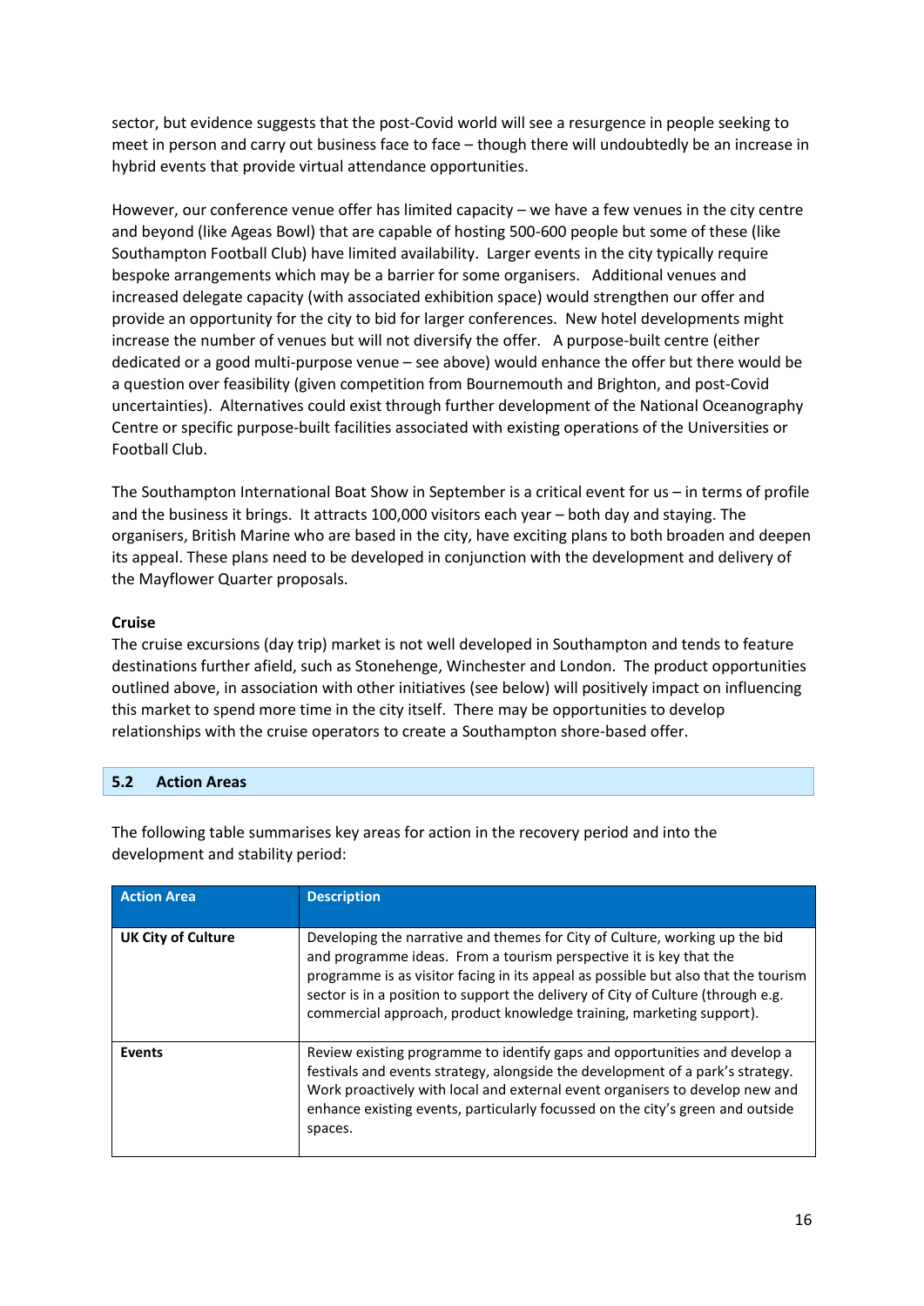sector, but evidence suggests that the post-Covid world will see a resurgence in people seeking to meet in person and carry out business face to face – though there will undoubtedly be an increase in hybrid events that provide virtual attendance opportunities.

However, our conference venue offer has limited capacity – we have a few venues in the city centre and beyond (like Ageas Bowl) that are capable of hosting 500-600 people but some of these (like Southampton Football Club) have limited availability. Larger events in the city typically require bespoke arrangements which may be a barrier for some organisers. Additional venues and increased delegate capacity (with associated exhibition space) would strengthen our offer and provide an opportunity for the city to bid for larger conferences. New hotel developments might increase the number of venues but will not diversify the offer. A purpose-built centre (either dedicated or a good multi-purpose venue – see above) would enhance the offer but there would be a question over feasibility (given competition from Bournemouth and Brighton, and post-Covid uncertainties). Alternatives could exist through further development of the National Oceanography Centre or specific purpose-built facilities associated with existing operations of the Universities or Football Club.

The Southampton International Boat Show in September is a critical event for us – in terms of profile and the business it brings. It attracts 100,000 visitors each year – both day and staying. The organisers, British Marine who are based in the city, have exciting plans to both broaden and deepen its appeal. These plans need to be developed in conjunction with the development and delivery of the Mayflower Quarter proposals.

**Cruise**

The cruise excursions (day trip) market is not well developed in Southampton and tends to feature destinations further afield, such as Stonehenge, Winchester and London. The product opportunities outlined above, in association with other initiatives (see below) will positively impact on influencing this market to spend more time in the city itself. There may be opportunities to develop relationships with the cruise operators to create a Southampton shore-based offer.

## 5.2 Action Areas

The following table summarises key areas for action in the recovery period and into the development and stability period:

| Action Area | Description |
|---|---|
| **UK City of Culture** | Developing the narrative and themes for City of Culture, working up the bid and programme ideas. From a tourism perspective it is key that the programme is as visitor facing in its appeal as possible but also that the tourism sector is in a position to support the delivery of City of Culture (through e.g. commercial approach, product knowledge training, marketing support). |
| **Events** | Review existing programme to identify gaps and opportunities and develop a festivals and events strategy, alongside the development of a park's strategy. Work proactively with local and external event organisers to develop new and enhance existing events, particularly focussed on the city's green and outside spaces. |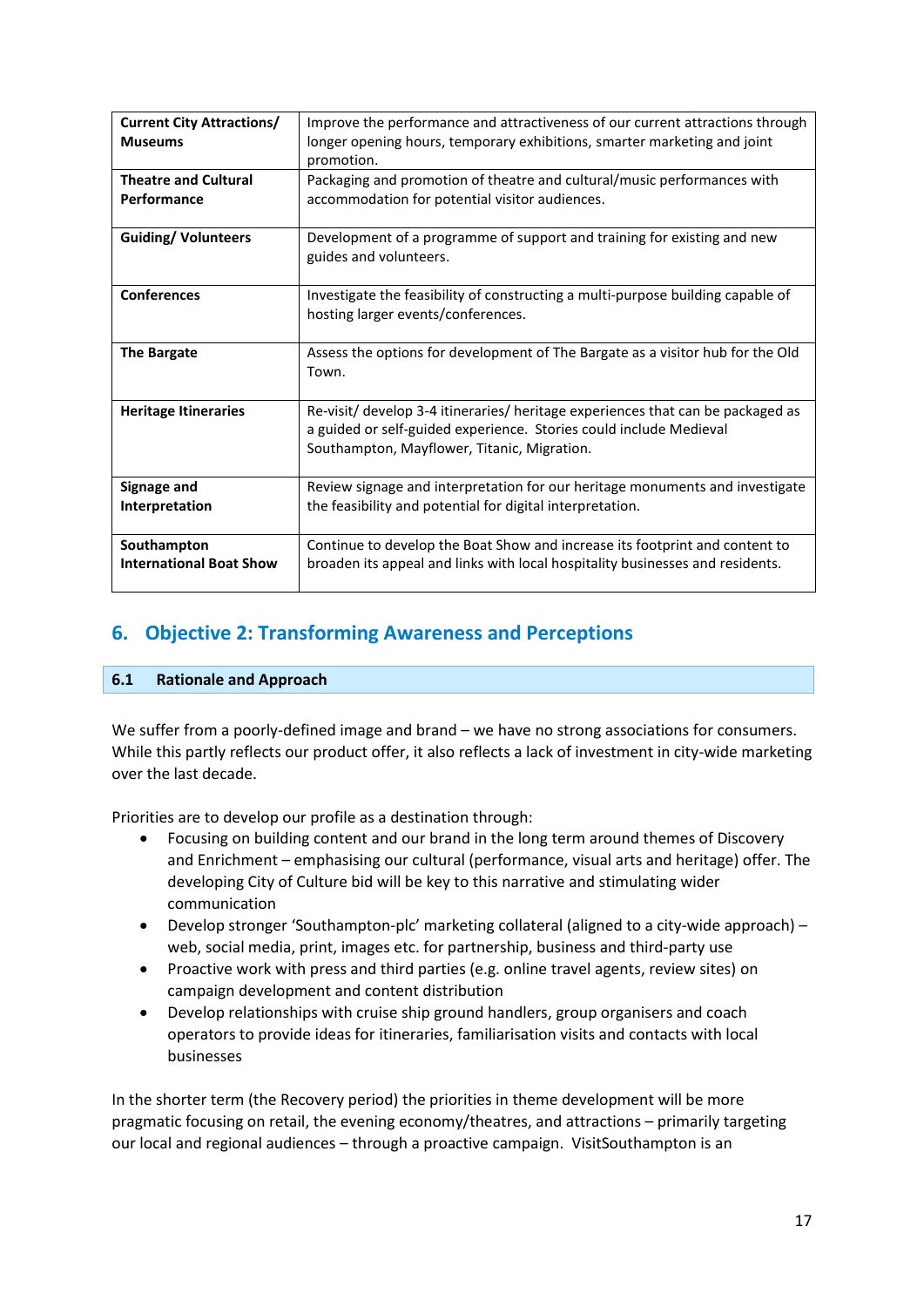| Current City Attractions/ Museums | Improve the performance and attractiveness of our current attractions through longer opening hours, temporary exhibitions, smarter marketing and joint promotion. |
|---|---|
| **Theatre and Cultural Performance** | Packaging and promotion of theatre and cultural/music performances with accommodation for potential visitor audiences. |
| **Guiding/ Volunteers** | Development of a programme of support and training for existing and new guides and volunteers. |
| **Conferences** | Investigate the feasibility of constructing a multi-purpose building capable of hosting larger events/conferences. |
| **The Bargate** | Assess the options for development of The Bargate as a visitor hub for the Old Town. |
| **Heritage Itineraries** | Re-visit/ develop 3-4 itineraries/ heritage experiences that can be packaged as a guided or self-guided experience. Stories could include Medieval Southampton, Mayflower, Titanic, Migration. |
| **Signage and Interpretation** | Review signage and interpretation for our heritage monuments and investigate the feasibility and potential for digital interpretation. |
| **Southampton International Boat Show** | Continue to develop the Boat Show and increase its footprint and content to broaden its appeal and links with local hospitality businesses and residents. |

## 6. Objective 2: Transforming Awareness and Perceptions

### 6.1 Rationale and Approach

We suffer from a poorly-defined image and brand – we have no strong associations for consumers. While this partly reflects our product offer, it also reflects a lack of investment in city-wide marketing over the last decade.

Priorities are to develop our profile as a destination through:

- Focusing on building content and our brand in the long term around themes of Discovery and Enrichment – emphasising our cultural (performance, visual arts and heritage) offer. The developing City of Culture bid will be key to this narrative and stimulating wider communication
- Develop stronger 'Southampton-plc' marketing collateral (aligned to a city-wide approach) – web, social media, print, images etc. for partnership, business and third-party use
- Proactive work with press and third parties (e.g. online travel agents, review sites) on campaign development and content distribution
- Develop relationships with cruise ship ground handlers, group organisers and coach operators to provide ideas for itineraries, familiarisation visits and contacts with local businesses

In the shorter term (the Recovery period) the priorities in theme development will be more pragmatic focusing on retail, the evening economy/theatres, and attractions – primarily targeting our local and regional audiences – through a proactive campaign. VisitSouthampton is an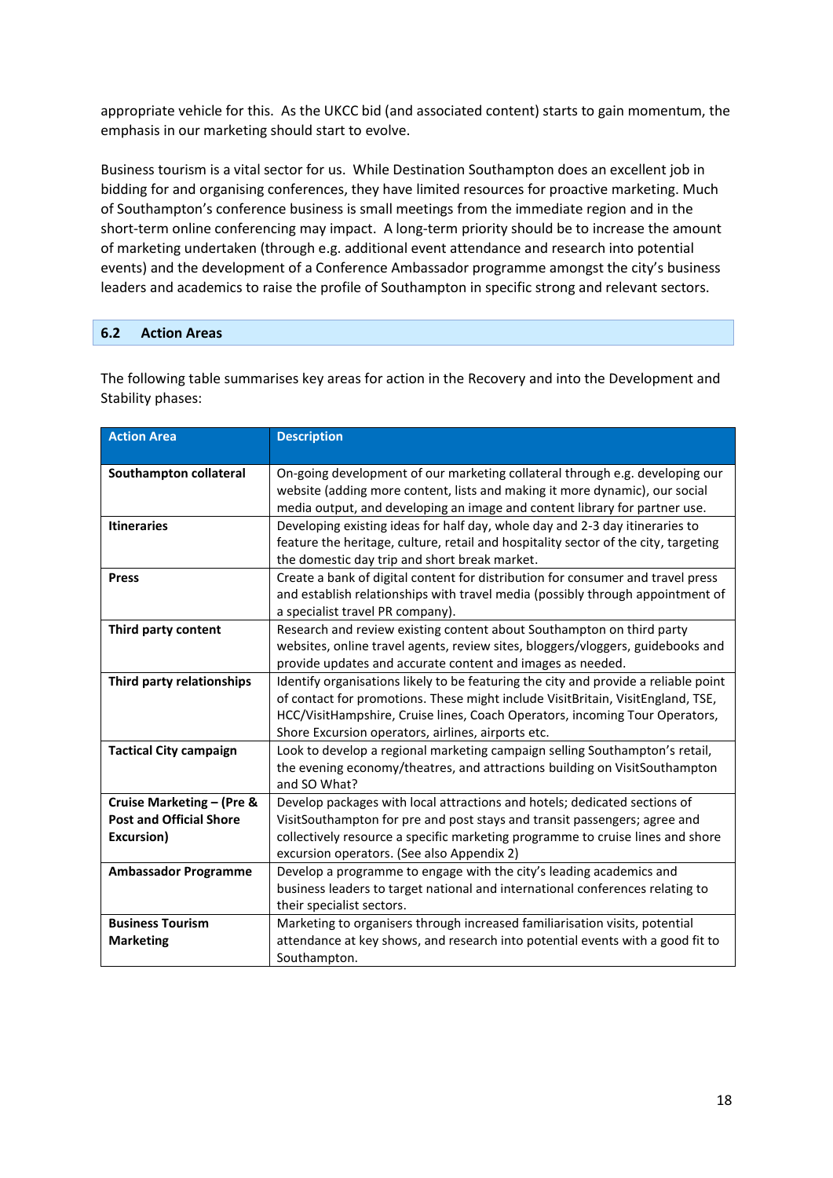appropriate vehicle for this. As the UKCC bid (and associated content) starts to gain momentum, the emphasis in our marketing should start to evolve.

Business tourism is a vital sector for us. While Destination Southampton does an excellent job in bidding for and organising conferences, they have limited resources for proactive marketing. Much of Southampton's conference business is small meetings from the immediate region and in the short-term online conferencing may impact. A long-term priority should be to increase the amount of marketing undertaken (through e.g. additional event attendance and research into potential events) and the development of a Conference Ambassador programme amongst the city's business leaders and academics to raise the profile of Southampton in specific strong and relevant sectors.

## 6.2 Action Areas

The following table summarises key areas for action in the Recovery and into the Development and Stability phases:

| Action Area | Description |
|---|---|
| **Southampton collateral** | On-going development of our marketing collateral through e.g. developing our website (adding more content, lists and making it more dynamic), our social media output, and developing an image and content library for partner use. |
| **Itineraries** | Developing existing ideas for half day, whole day and 2-3 day itineraries to feature the heritage, culture, retail and hospitality sector of the city, targeting the domestic day trip and short break market. |
| **Press** | Create a bank of digital content for distribution for consumer and travel press and establish relationships with travel media (possibly through appointment of a specialist travel PR company). |
| **Third party content** | Research and review existing content about Southampton on third party websites, online travel agents, review sites, bloggers/vloggers, guidebooks and provide updates and accurate content and images as needed. |
| **Third party relationships** | Identify organisations likely to be featuring the city and provide a reliable point of contact for promotions. These might include VisitBritain, VisitEngland, TSE, HCC/VisitHampshire, Cruise lines, Coach Operators, incoming Tour Operators, Shore Excursion operators, airlines, airports etc. |
| **Tactical City campaign** | Look to develop a regional marketing campaign selling Southampton's retail, the evening economy/theatres, and attractions building on VisitSouthampton and SO What? |
| **Cruise Marketing – (Pre & Post and Official Shore Excursion)** | Develop packages with local attractions and hotels; dedicated sections of VisitSouthampton for pre and post stays and transit passengers; agree and collectively resource a specific marketing programme to cruise lines and shore excursion operators. (See also Appendix 2) |
| **Ambassador Programme** | Develop a programme to engage with the city's leading academics and business leaders to target national and international conferences relating to their specialist sectors. |
| **Business Tourism Marketing** | Marketing to organisers through increased familiarisation visits, potential attendance at key shows, and research into potential events with a good fit to Southampton. |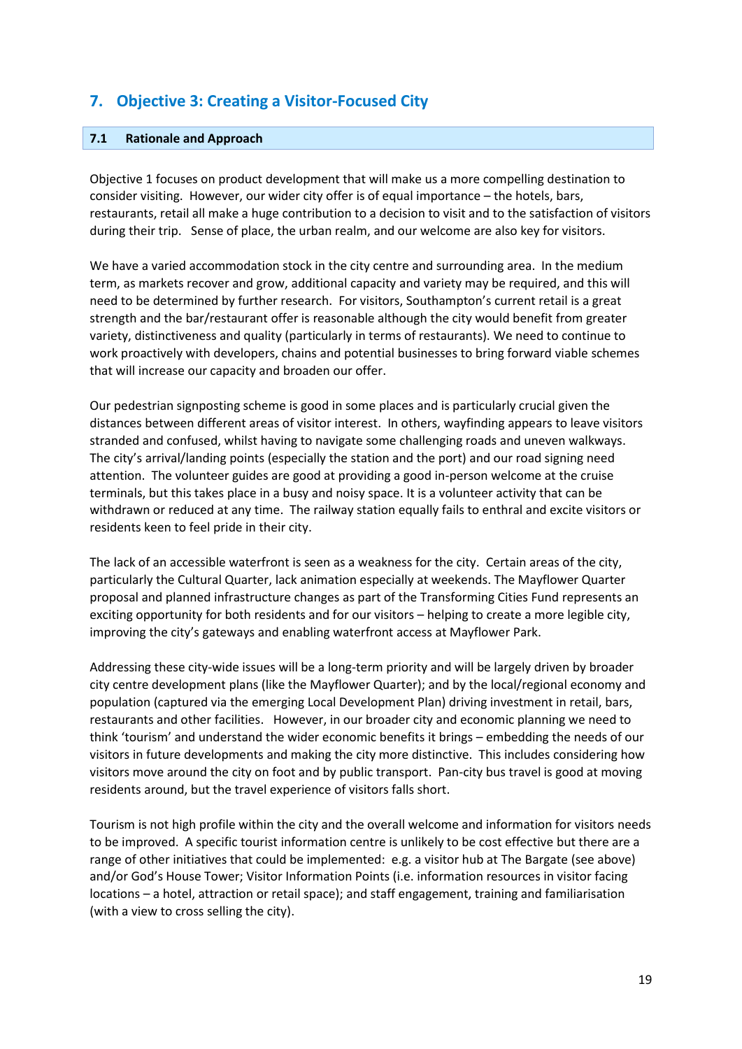## 7. Objective 3: Creating a Visitor-Focused City

### 7.1 Rationale and Approach

Objective 1 focuses on product development that will make us a more compelling destination to consider visiting. However, our wider city offer is of equal importance – the hotels, bars, restaurants, retail all make a huge contribution to a decision to visit and to the satisfaction of visitors during their trip. Sense of place, the urban realm, and our welcome are also key for visitors.

We have a varied accommodation stock in the city centre and surrounding area. In the medium term, as markets recover and grow, additional capacity and variety may be required, and this will need to be determined by further research. For visitors, Southampton's current retail is a great strength and the bar/restaurant offer is reasonable although the city would benefit from greater variety, distinctiveness and quality (particularly in terms of restaurants). We need to continue to work proactively with developers, chains and potential businesses to bring forward viable schemes that will increase our capacity and broaden our offer.

Our pedestrian signposting scheme is good in some places and is particularly crucial given the distances between different areas of visitor interest. In others, wayfinding appears to leave visitors stranded and confused, whilst having to navigate some challenging roads and uneven walkways. The city's arrival/landing points (especially the station and the port) and our road signing need attention. The volunteer guides are good at providing a good in-person welcome at the cruise terminals, but this takes place in a busy and noisy space. It is a volunteer activity that can be withdrawn or reduced at any time. The railway station equally fails to enthral and excite visitors or residents keen to feel pride in their city.

The lack of an accessible waterfront is seen as a weakness for the city. Certain areas of the city, particularly the Cultural Quarter, lack animation especially at weekends. The Mayflower Quarter proposal and planned infrastructure changes as part of the Transforming Cities Fund represents an exciting opportunity for both residents and for our visitors – helping to create a more legible city, improving the city's gateways and enabling waterfront access at Mayflower Park.

Addressing these city-wide issues will be a long-term priority and will be largely driven by broader city centre development plans (like the Mayflower Quarter); and by the local/regional economy and population (captured via the emerging Local Development Plan) driving investment in retail, bars, restaurants and other facilities. However, in our broader city and economic planning we need to think 'tourism' and understand the wider economic benefits it brings – embedding the needs of our visitors in future developments and making the city more distinctive. This includes considering how visitors move around the city on foot and by public transport. Pan-city bus travel is good at moving residents around, but the travel experience of visitors falls short.

Tourism is not high profile within the city and the overall welcome and information for visitors needs to be improved. A specific tourist information centre is unlikely to be cost effective but there are a range of other initiatives that could be implemented: e.g. a visitor hub at The Bargate (see above) and/or God's House Tower; Visitor Information Points (i.e. information resources in visitor facing locations – a hotel, attraction or retail space); and staff engagement, training and familiarisation (with a view to cross selling the city).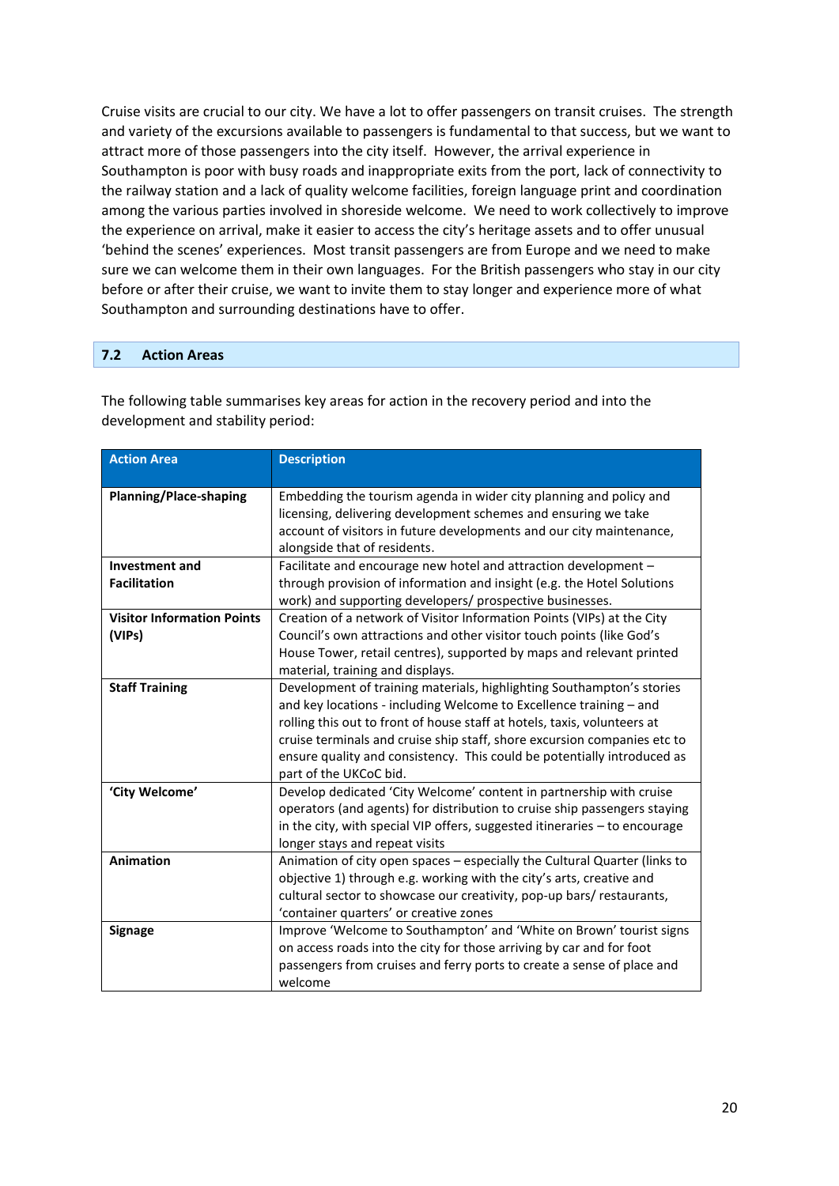Cruise visits are crucial to our city. We have a lot to offer passengers on transit cruises. The strength and variety of the excursions available to passengers is fundamental to that success, but we want to attract more of those passengers into the city itself. However, the arrival experience in Southampton is poor with busy roads and inappropriate exits from the port, lack of connectivity to the railway station and a lack of quality welcome facilities, foreign language print and coordination among the various parties involved in shoreside welcome. We need to work collectively to improve the experience on arrival, make it easier to access the city's heritage assets and to offer unusual 'behind the scenes' experiences. Most transit passengers are from Europe and we need to make sure we can welcome them in their own languages. For the British passengers who stay in our city before or after their cruise, we want to invite them to stay longer and experience more of what Southampton and surrounding destinations have to offer.

## 7.2 Action Areas

The following table summarises key areas for action in the recovery period and into the development and stability period:

| Action Area | Description |
|---|---|
| **Planning/Place-shaping** | Embedding the tourism agenda in wider city planning and policy and licensing, delivering development schemes and ensuring we take account of visitors in future developments and our city maintenance, alongside that of residents. |
| **Investment and Facilitation** | Facilitate and encourage new hotel and attraction development – through provision of information and insight (e.g. the Hotel Solutions work) and supporting developers/ prospective businesses. |
| **Visitor Information Points (VIPs)** | Creation of a network of Visitor Information Points (VIPs) at the City Council's own attractions and other visitor touch points (like God's House Tower, retail centres), supported by maps and relevant printed material, training and displays. |
| **Staff Training** | Development of training materials, highlighting Southampton's stories and key locations - including Welcome to Excellence training – and rolling this out to front of house staff at hotels, taxis, volunteers at cruise terminals and cruise ship staff, shore excursion companies etc to ensure quality and consistency. This could be potentially introduced as part of the UKCoC bid. |
| **'City Welcome'** | Develop dedicated 'City Welcome' content in partnership with cruise operators (and agents) for distribution to cruise ship passengers staying in the city, with special VIP offers, suggested itineraries – to encourage longer stays and repeat visits |
| **Animation** | Animation of city open spaces – especially the Cultural Quarter (links to objective 1) through e.g. working with the city's arts, creative and cultural sector to showcase our creativity, pop-up bars/ restaurants, 'container quarters' or creative zones |
| **Signage** | Improve 'Welcome to Southampton' and 'White on Brown' tourist signs on access roads into the city for those arriving by car and for foot passengers from cruises and ferry ports to create a sense of place and welcome |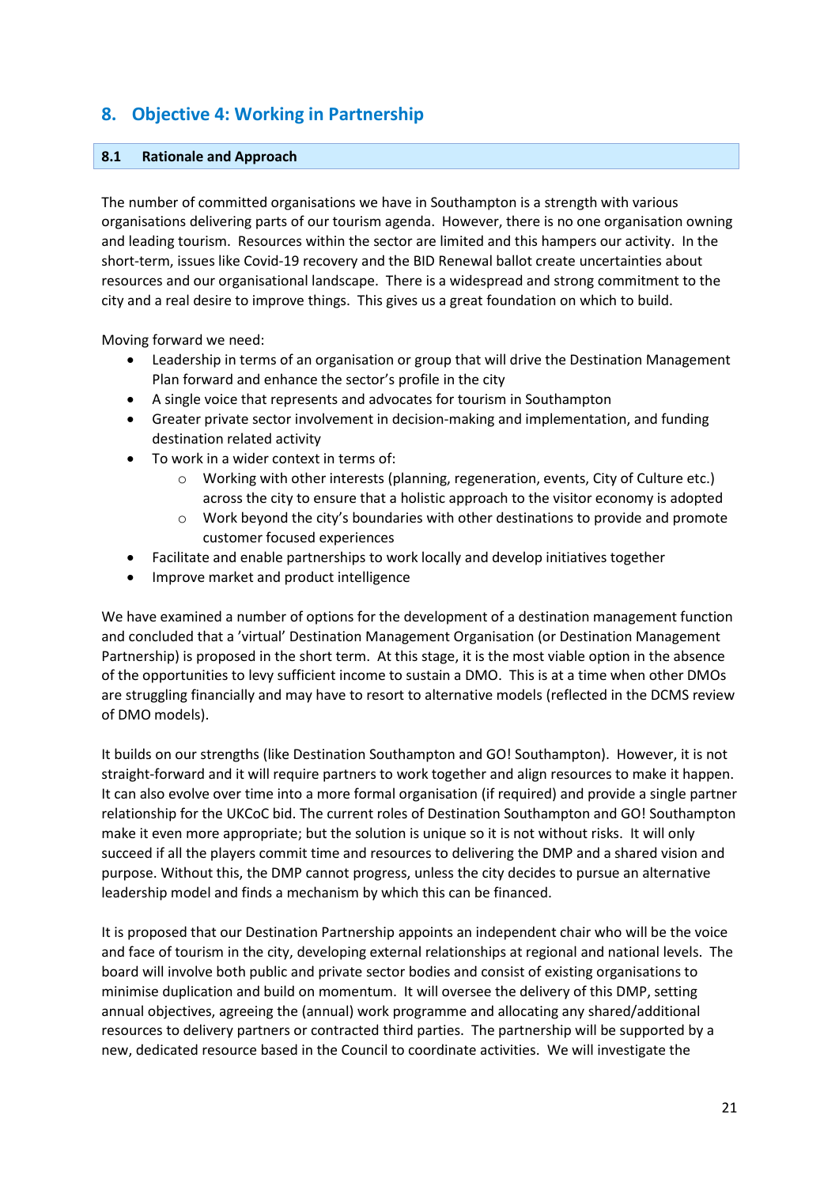## 8. Objective 4: Working in Partnership

### 8.1 Rationale and Approach

The number of committed organisations we have in Southampton is a strength with various organisations delivering parts of our tourism agenda. However, there is no one organisation owning and leading tourism. Resources within the sector are limited and this hampers our activity. In the short-term, issues like Covid-19 recovery and the BID Renewal ballot create uncertainties about resources and our organisational landscape. There is a widespread and strong commitment to the city and a real desire to improve things. This gives us a great foundation on which to build.

Moving forward we need:

- Leadership in terms of an organisation or group that will drive the Destination Management Plan forward and enhance the sector's profile in the city
- A single voice that represents and advocates for tourism in Southampton
- Greater private sector involvement in decision-making and implementation, and funding destination related activity
- To work in a wider context in terms of:
  - Working with other interests (planning, regeneration, events, City of Culture etc.) across the city to ensure that a holistic approach to the visitor economy is adopted
  - Work beyond the city's boundaries with other destinations to provide and promote customer focused experiences
- Facilitate and enable partnerships to work locally and develop initiatives together
- Improve market and product intelligence

We have examined a number of options for the development of a destination management function and concluded that a 'virtual' Destination Management Organisation (or Destination Management Partnership) is proposed in the short term. At this stage, it is the most viable option in the absence of the opportunities to levy sufficient income to sustain a DMO. This is at a time when other DMOs are struggling financially and may have to resort to alternative models (reflected in the DCMS review of DMO models).

It builds on our strengths (like Destination Southampton and GO! Southampton). However, it is not straight-forward and it will require partners to work together and align resources to make it happen. It can also evolve over time into a more formal organisation (if required) and provide a single partner relationship for the UKCoC bid. The current roles of Destination Southampton and GO! Southampton make it even more appropriate; but the solution is unique so it is not without risks. It will only succeed if all the players commit time and resources to delivering the DMP and a shared vision and purpose. Without this, the DMP cannot progress, unless the city decides to pursue an alternative leadership model and finds a mechanism by which this can be financed.

It is proposed that our Destination Partnership appoints an independent chair who will be the voice and face of tourism in the city, developing external relationships at regional and national levels. The board will involve both public and private sector bodies and consist of existing organisations to minimise duplication and build on momentum. It will oversee the delivery of this DMP, setting annual objectives, agreeing the (annual) work programme and allocating any shared/additional resources to delivery partners or contracted third parties. The partnership will be supported by a new, dedicated resource based in the Council to coordinate activities. We will investigate the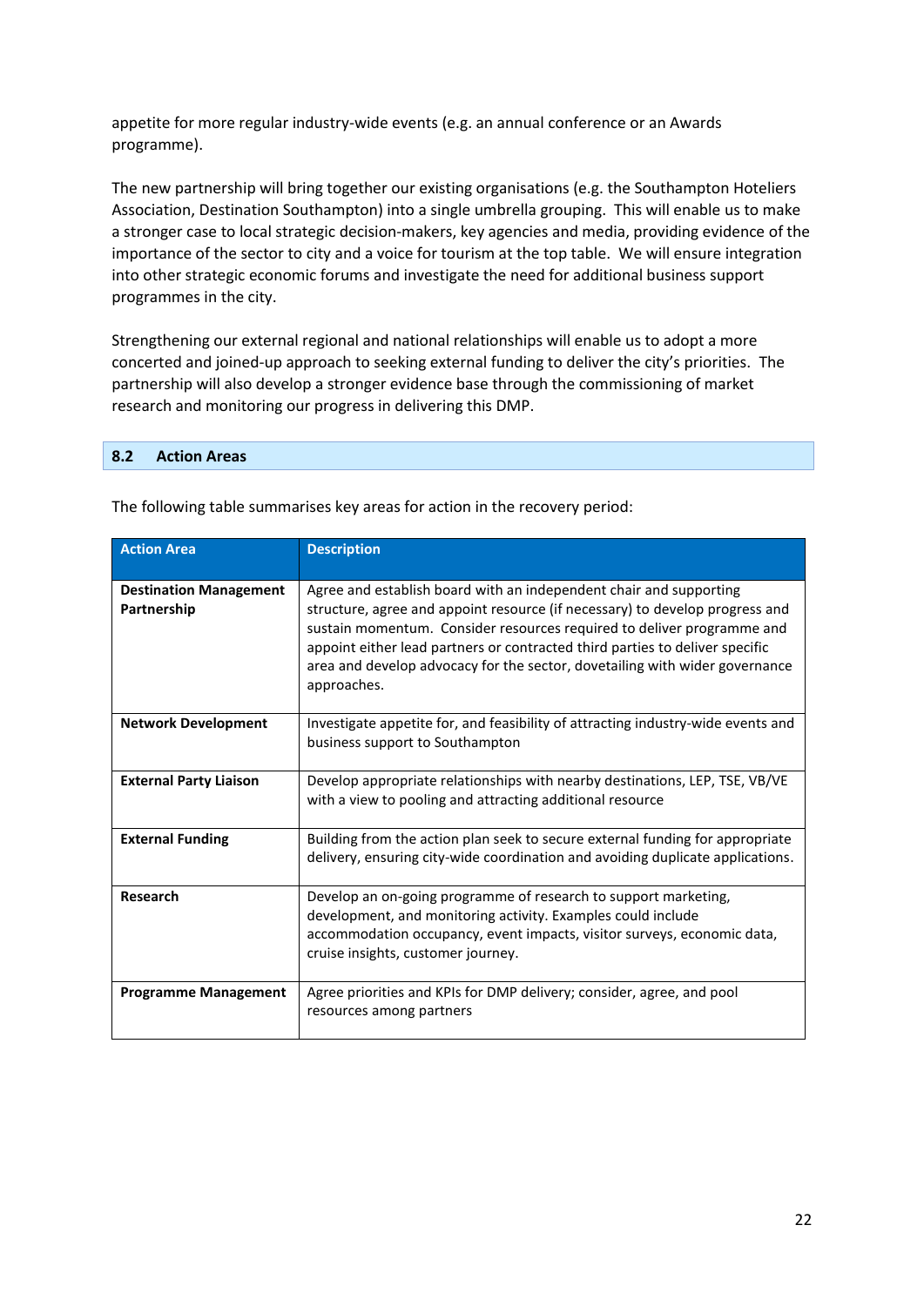appetite for more regular industry-wide events (e.g. an annual conference or an Awards programme).

The new partnership will bring together our existing organisations (e.g. the Southampton Hoteliers Association, Destination Southampton) into a single umbrella grouping. This will enable us to make a stronger case to local strategic decision-makers, key agencies and media, providing evidence of the importance of the sector to city and a voice for tourism at the top table. We will ensure integration into other strategic economic forums and investigate the need for additional business support programmes in the city.

Strengthening our external regional and national relationships will enable us to adopt a more concerted and joined-up approach to seeking external funding to deliver the city's priorities. The partnership will also develop a stronger evidence base through the commissioning of market research and monitoring our progress in delivering this DMP.

## 8.2 Action Areas

The following table summarises key areas for action in the recovery period:

| Action Area | Description |
|---|---|
| **Destination Management Partnership** | Agree and establish board with an independent chair and supporting structure, agree and appoint resource (if necessary) to develop progress and sustain momentum. Consider resources required to deliver programme and appoint either lead partners or contracted third parties to deliver specific area and develop advocacy for the sector, dovetailing with wider governance approaches. |
| **Network Development** | Investigate appetite for, and feasibility of attracting industry-wide events and business support to Southampton |
| **External Party Liaison** | Develop appropriate relationships with nearby destinations, LEP, TSE, VB/VE with a view to pooling and attracting additional resource |
| **External Funding** | Building from the action plan seek to secure external funding for appropriate delivery, ensuring city-wide coordination and avoiding duplicate applications. |
| **Research** | Develop an on-going programme of research to support marketing, development, and monitoring activity. Examples could include accommodation occupancy, event impacts, visitor surveys, economic data, cruise insights, customer journey. |
| **Programme Management** | Agree priorities and KPIs for DMP delivery; consider, agree, and pool resources among partners |